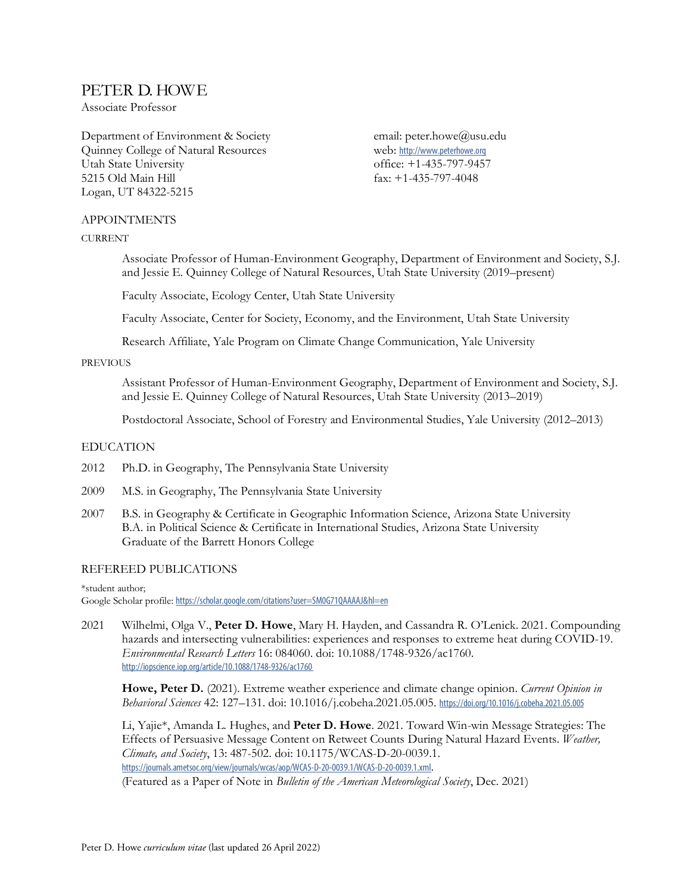# PETER D. HOWE

Associate Professor

Department of Environment & Society
Quinney College of Natural Resources
Utah State University
5215 Old Main Hill
Logan, UT 84322-5215

email: peter.howe@usu.edu
web: http://www.peterhowe.org
office: +1-435-797-9457
fax: +1-435-797-4048

## APPOINTMENTS

### CURRENT

Associate Professor of Human-Environment Geography, Department of Environment and Society, S.J. and Jessie E. Quinney College of Natural Resources, Utah State University (2019–present)

Faculty Associate, Ecology Center, Utah State University

Faculty Associate, Center for Society, Economy, and the Environment, Utah State University

Research Affiliate, Yale Program on Climate Change Communication, Yale University

### PREVIOUS

Assistant Professor of Human-Environment Geography, Department of Environment and Society, S.J. and Jessie E. Quinney College of Natural Resources, Utah State University (2013–2019)

Postdoctoral Associate, School of Forestry and Environmental Studies, Yale University (2012–2013)

## EDUCATION

2012 Ph.D. in Geography, The Pennsylvania State University

2009 M.S. in Geography, The Pennsylvania State University

2007 B.S. in Geography & Certificate in Geographic Information Science, Arizona State University
B.A. in Political Science & Certificate in International Studies, Arizona State University
Graduate of the Barrett Honors College

## REFEREED PUBLICATIONS

*student author;
Google Scholar profile: https://scholar.google.com/citations?user=SM0G71QAAAAJ&hl=en

2021 Wilhelmi, Olga V., **Peter D. Howe**, Mary H. Hayden, and Cassandra R. O'Lenick. 2021. Compounding hazards and intersecting vulnerabilities: experiences and responses to extreme heat during COVID-19. *Environmental Research Letters* 16: 084060. doi: 10.1088/1748-9326/ac1760. http://iopscience.iop.org/article/10.1088/1748-9326/ac1760

**Howe, Peter D.** (2021). Extreme weather experience and climate change opinion. *Current Opinion in Behavioral Sciences* 42: 127–131. doi: 10.1016/j.cobeha.2021.05.005. https://doi.org/10.1016/j.cobeha.2021.05.005

Li, Yajie*, Amanda L. Hughes, and **Peter D. Howe**. 2021. Toward Win-win Message Strategies: The Effects of Persuasive Message Content on Retweet Counts During Natural Hazard Events. *Weather, Climate, and Society*, 13: 487-502. doi: 10.1175/WCAS-D-20-0039.1. https://journals.ametsoc.org/view/journals/wcas/aop/WCAS-D-20-0039.1/WCAS-D-20-0039.1.xml.
(Featured as a Paper of Note in *Bulletin of the American Meteorological Society*, Dec. 2021)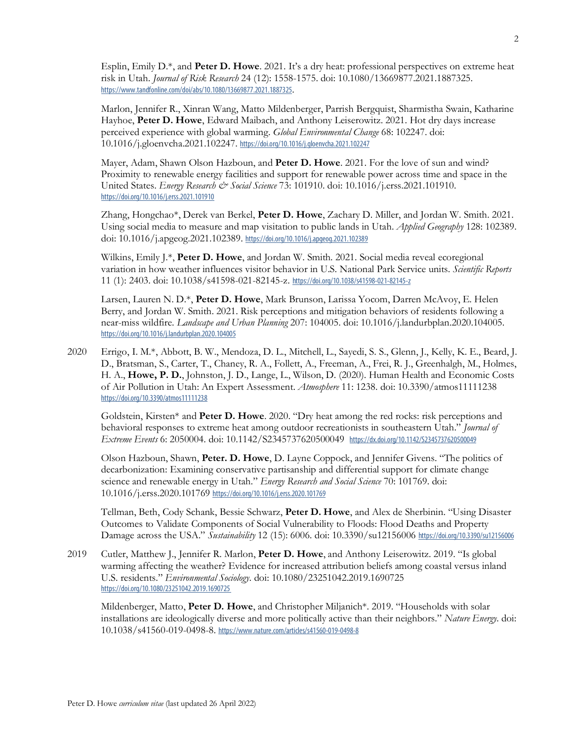Esplin, Emily D.*, and **Peter D. Howe**. 2021. It's a dry heat: professional perspectives on extreme heat risk in Utah. *Journal of Risk Research* 24 (12): 1558-1575. doi: 10.1080/13669877.2021.1887325. https://www.tandfonline.com/doi/abs/10.1080/13669877.2021.1887325.

Marlon, Jennifer R., Xinran Wang, Matto Mildenberger, Parrish Bergquist, Sharmistha Swain, Katharine Hayhoe, **Peter D. Howe**, Edward Maibach, and Anthony Leiserowitz. 2021. Hot dry days increase perceived experience with global warming. *Global Environmental Change* 68: 102247. doi: 10.1016/j.gloenvcha.2021.102247. https://doi.org/10.1016/j.gloenvcha.2021.102247

Mayer, Adam, Shawn Olson Hazboun, and **Peter D. Howe**. 2021. For the love of sun and wind? Proximity to renewable energy facilities and support for renewable power across time and space in the United States. *Energy Research & Social Science* 73: 101910. doi: 10.1016/j.erss.2021.101910. https://doi.org/10.1016/j.erss.2021.101910

Zhang, Hongchao*, Derek van Berkel, **Peter D. Howe**, Zachary D. Miller, and Jordan W. Smith. 2021. Using social media to measure and map visitation to public lands in Utah. *Applied Geography* 128: 102389. doi: 10.1016/j.apgeog.2021.102389. https://doi.org/10.1016/j.apgeog.2021.102389

Wilkins, Emily J.*, **Peter D. Howe**, and Jordan W. Smith. 2021. Social media reveal ecoregional variation in how weather influences visitor behavior in U.S. National Park Service units. *Scientific Reports* 11 (1): 2403. doi: 10.1038/s41598-021-82145-z. https://doi.org/10.1038/s41598-021-82145-z

Larsen, Lauren N. D.*, **Peter D. Howe**, Mark Brunson, Larissa Yocom, Darren McAvoy, E. Helen Berry, and Jordan W. Smith. 2021. Risk perceptions and mitigation behaviors of residents following a near-miss wildfire. *Landscape and Urban Planning* 207: 104005. doi: 10.1016/j.landurbplan.2020.104005. https://doi.org/10.1016/j.landurbplan.2020.104005

2020 Errigo, I. M.*, Abbott, B. W., Mendoza, D. L., Mitchell, L., Sayedi, S. S., Glenn, J., Kelly, K. E., Beard, J. D., Bratsman, S., Carter, T., Chaney, R. A., Follett, A., Freeman, A., Frei, R. J., Greenhalgh, M., Holmes, H. A., **Howe, P. D.**, Johnston, J. D., Lange, L., Wilson, D. (2020). Human Health and Economic Costs of Air Pollution in Utah: An Expert Assessment. *Atmosphere* 11: 1238. doi: 10.3390/atmos11111238 https://doi.org/10.3390/atmos11111238

Goldstein, Kirsten* and **Peter D. Howe**. 2020. "Dry heat among the red rocks: risk perceptions and behavioral responses to extreme heat among outdoor recreationists in southeastern Utah." *Journal of Extreme Events* 6: 2050004. doi: 10.1142/S2345737620500049 https://dx.doi.org/10.1142/S2345737620500049

Olson Hazboun, Shawn, **Peter. D. Howe**, D. Layne Coppock, and Jennifer Givens. "The politics of decarbonization: Examining conservative partisanship and differential support for climate change science and renewable energy in Utah." *Energy Research and Social Science* 70: 101769. doi: 10.1016/j.erss.2020.101769 https://doi.org/10.1016/j.erss.2020.101769

Tellman, Beth, Cody Schank, Bessie Schwarz, **Peter D. Howe**, and Alex de Sherbinin. "Using Disaster Outcomes to Validate Components of Social Vulnerability to Floods: Flood Deaths and Property Damage across the USA." *Sustainability* 12 (15): 6006. doi: 10.3390/su12156006 https://doi.org/10.3390/su12156006

2019 Cutler, Matthew J., Jennifer R. Marlon, **Peter D. Howe**, and Anthony Leiserowitz. 2019. "Is global warming affecting the weather? Evidence for increased attribution beliefs among coastal versus inland U.S. residents." *Environmental Sociology*. doi: 10.1080/23251042.2019.1690725 https://doi.org/10.1080/23251042.2019.1690725

Mildenberger, Matto, **Peter D. Howe**, and Christopher Miljanich*. 2019. "Households with solar installations are ideologically diverse and more politically active than their neighbors." *Nature Energy*. doi: 10.1038/s41560-019-0498-8. https://www.nature.com/articles/s41560-019-0498-8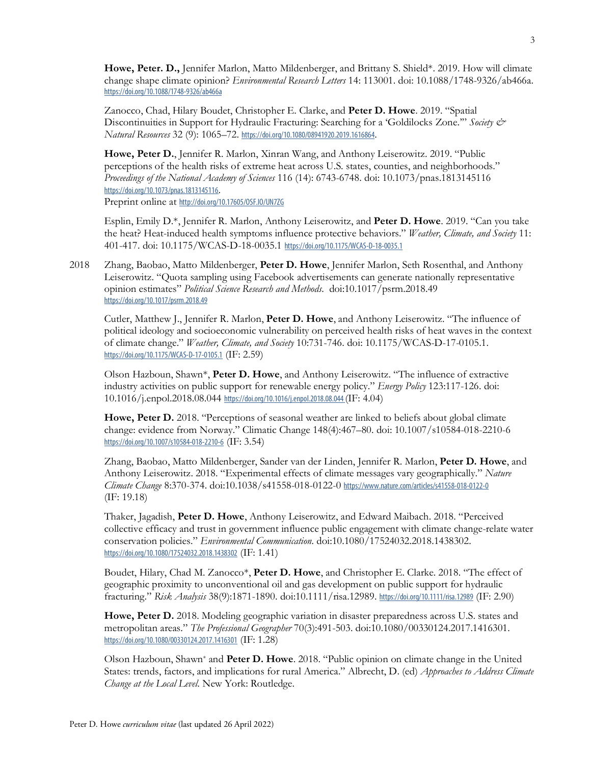**Howe, Peter. D.,** Jennifer Marlon, Matto Mildenberger, and Brittany S. Shield*. 2019. How will climate change shape climate opinion? *Environmental Research Letters* 14: 113001. doi: 10.1088/1748-9326/ab466a. https://doi.org/10.1088/1748-9326/ab466a

Zanocco, Chad, Hilary Boudet, Christopher E. Clarke, and **Peter D. Howe**. 2019. "Spatial Discontinuities in Support for Hydraulic Fracturing: Searching for a 'Goldilocks Zone.'" *Society & Natural Resources* 32 (9): 1065–72. https://doi.org/10.1080/08941920.2019.1616864.

**Howe, Peter D.**, Jennifer R. Marlon, Xinran Wang, and Anthony Leiserowitz. 2019. "Public perceptions of the health risks of extreme heat across U.S. states, counties, and neighborhoods." *Proceedings of the National Academy of Sciences* 116 (14): 6743-6748. doi: 10.1073/pnas.1813145116 https://doi.org/10.1073/pnas.1813145116.
Preprint online at http://doi.org/10.17605/OSF.IO/UN7ZG

Esplin, Emily D.*, Jennifer R. Marlon, Anthony Leiserowitz, and **Peter D. Howe**. 2019. "Can you take the heat? Heat-induced health symptoms influence protective behaviors." *Weather, Climate, and Society* 11: 401-417. doi: 10.1175/WCAS-D-18-0035.1 https://doi.org/10.1175/WCAS-D-18-0035.1

2018 Zhang, Baobao, Matto Mildenberger, **Peter D. Howe**, Jennifer Marlon, Seth Rosenthal, and Anthony Leiserowitz. "Quota sampling using Facebook advertisements can generate nationally representative opinion estimates" *Political Science Research and Methods*. doi:10.1017/psrm.2018.49 https://doi.org/10.1017/psrm.2018.49

Cutler, Matthew J., Jennifer R. Marlon, **Peter D. Howe**, and Anthony Leiserowitz. "The influence of political ideology and socioeconomic vulnerability on perceived health risks of heat waves in the context of climate change." *Weather, Climate, and Society* 10:731-746. doi: 10.1175/WCAS-D-17-0105.1. https://doi.org/10.1175/WCAS-D-17-0105.1 (IF: 2.59)

Olson Hazboun, Shawn*, **Peter D. Howe**, and Anthony Leiserowitz. "The influence of extractive industry activities on public support for renewable energy policy." *Energy Policy* 123:117-126. doi: 10.1016/j.enpol.2018.08.044 https://doi.org/10.1016/j.enpol.2018.08.044 (IF: 4.04)

**Howe, Peter D.** 2018. "Perceptions of seasonal weather are linked to beliefs about global climate change: evidence from Norway." Climatic Change 148(4):467–80. doi: 10.1007/s10584-018-2210-6 https://doi.org/10.1007/s10584-018-2210-6 (IF: 3.54)

Zhang, Baobao, Matto Mildenberger, Sander van der Linden, Jennifer R. Marlon, **Peter D. Howe**, and Anthony Leiserowitz. 2018. "Experimental effects of climate messages vary geographically." *Nature Climate Change* 8:370-374. doi:10.1038/s41558-018-0122-0 https://www.nature.com/articles/s41558-018-0122-0 (IF: 19.18)

Thaker, Jagadish, **Peter D. Howe**, Anthony Leiserowitz, and Edward Maibach. 2018. "Perceived collective efficacy and trust in government influence public engagement with climate change-relate water conservation policies." *Environmental Communication*. doi:10.1080/17524032.2018.1438302. https://doi.org/10.1080/17524032.2018.1438302 (IF: 1.41)

Boudet, Hilary, Chad M. Zanocco*, **Peter D. Howe**, and Christopher E. Clarke. 2018. "The effect of geographic proximity to unconventional oil and gas development on public support for hydraulic fracturing." *Risk Analysis* 38(9):1871-1890. doi:10.1111/risa.12989. https://doi.org/10.1111/risa.12989 (IF: 2.90)

**Howe, Peter D.** 2018. Modeling geographic variation in disaster preparedness across U.S. states and metropolitan areas." *The Professional Geographer* 70(3):491-503. doi:10.1080/00330124.2017.1416301. https://doi.org/10.1080/00330124.2017.1416301 (IF: 1.28)

Olson Hazboun, Shawn* and **Peter D. Howe**. 2018. "Public opinion on climate change in the United States: trends, factors, and implications for rural America." Albrecht, D. (ed) *Approaches to Address Climate Change at the Local Level*. New York: Routledge.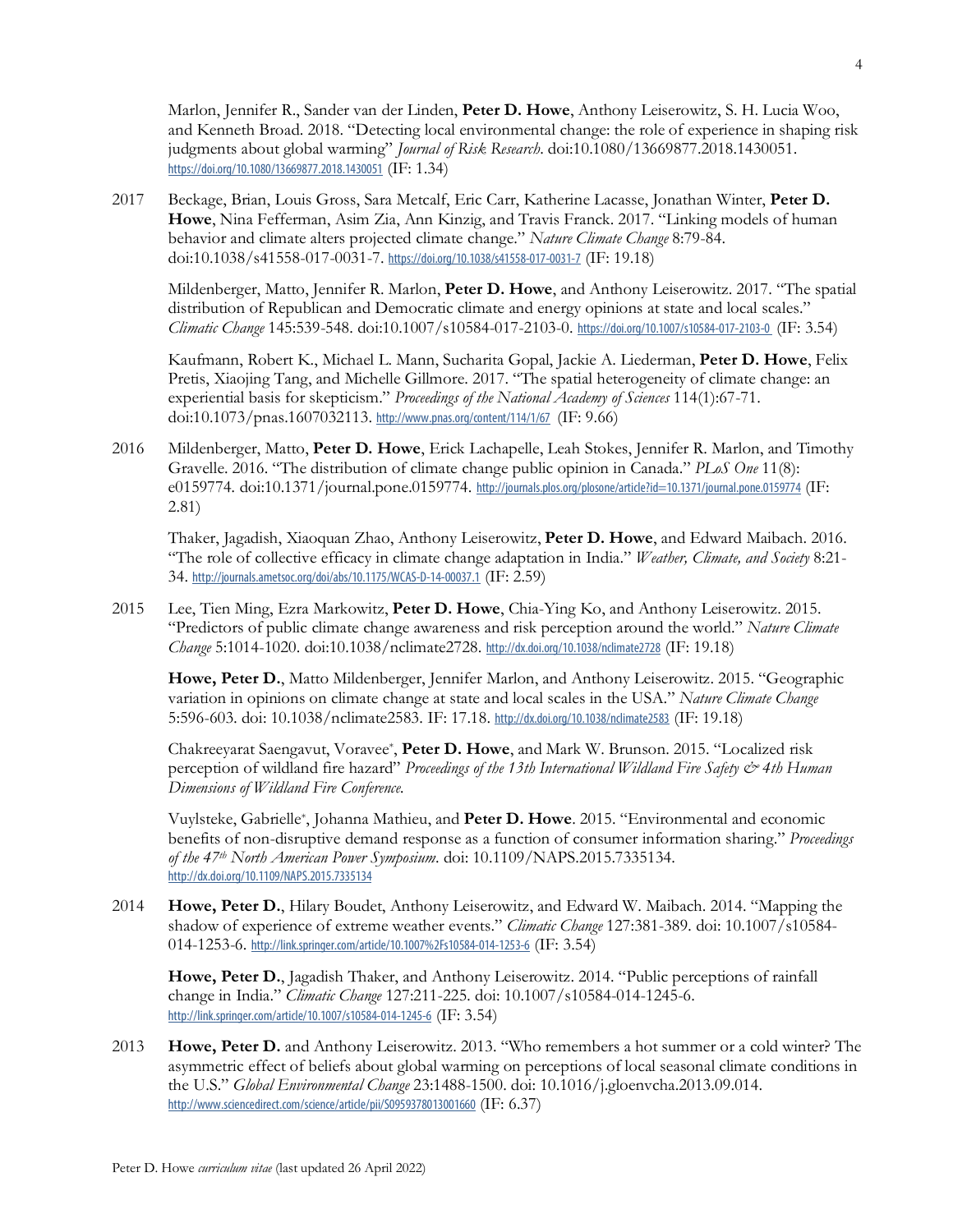Marlon, Jennifer R., Sander van der Linden, **Peter D. Howe**, Anthony Leiserowitz, S. H. Lucia Woo, and Kenneth Broad. 2018. "Detecting local environmental change: the role of experience in shaping risk judgments about global warming" *Journal of Risk Research*. doi:10.1080/13669877.2018.1430051. https://doi.org/10.1080/13669877.2018.1430051 (IF: 1.34)

2017 Beckage, Brian, Louis Gross, Sara Metcalf, Eric Carr, Katherine Lacasse, Jonathan Winter, **Peter D. Howe**, Nina Fefferman, Asim Zia, Ann Kinzig, and Travis Franck. 2017. "Linking models of human behavior and climate alters projected climate change." *Nature Climate Change* 8:79-84. doi:10.1038/s41558-017-0031-7. https://doi.org/10.1038/s41558-017-0031-7 (IF: 19.18)

Mildenberger, Matto, Jennifer R. Marlon, **Peter D. Howe**, and Anthony Leiserowitz. 2017. "The spatial distribution of Republican and Democratic climate and energy opinions at state and local scales." *Climatic Change* 145:539-548. doi:10.1007/s10584-017-2103-0. https://doi.org/10.1007/s10584-017-2103-0 (IF: 3.54)

Kaufmann, Robert K., Michael L. Mann, Sucharita Gopal, Jackie A. Liederman, **Peter D. Howe**, Felix Pretis, Xiaojing Tang, and Michelle Gillmore. 2017. "The spatial heterogeneity of climate change: an experiential basis for skepticism." *Proceedings of the National Academy of Sciences* 114(1):67-71. doi:10.1073/pnas.1607032113. http://www.pnas.org/content/114/1/67 (IF: 9.66)

2016 Mildenberger, Matto, **Peter D. Howe**, Erick Lachapelle, Leah Stokes, Jennifer R. Marlon, and Timothy Gravelle. 2016. "The distribution of climate change public opinion in Canada." *PLoS One* 11(8): e0159774. doi:10.1371/journal.pone.0159774. http://journals.plos.org/plosone/article?id=10.1371/journal.pone.0159774 (IF: 2.81)

Thaker, Jagadish, Xiaoquan Zhao, Anthony Leiserowitz, **Peter D. Howe**, and Edward Maibach. 2016. "The role of collective efficacy in climate change adaptation in India." *Weather, Climate, and Society* 8:21-34. http://journals.ametsoc.org/doi/abs/10.1175/WCAS-D-14-00037.1 (IF: 2.59)

2015 Lee, Tien Ming, Ezra Markowitz, **Peter D. Howe**, Chia-Ying Ko, and Anthony Leiserowitz. 2015. "Predictors of public climate change awareness and risk perception around the world." *Nature Climate Change* 5:1014-1020. doi:10.1038/nclimate2728. http://dx.doi.org/10.1038/nclimate2728 (IF: 19.18)

**Howe, Peter D.**, Matto Mildenberger, Jennifer Marlon, and Anthony Leiserowitz. 2015. "Geographic variation in opinions on climate change at state and local scales in the USA." *Nature Climate Change* 5:596-603. doi: 10.1038/nclimate2583. IF: 17.18. http://dx.doi.org/10.1038/nclimate2583 (IF: 19.18)

Chakreeyarat Saengavut, Voravee*, **Peter D. Howe**, and Mark W. Brunson. 2015. "Localized risk perception of wildland fire hazard" *Proceedings of the 13th International Wildland Fire Safety & 4th Human Dimensions of Wildland Fire Conference.*

Vuylsteke, Gabrielle*, Johanna Mathieu, and **Peter D. Howe**. 2015. "Environmental and economic benefits of non-disruptive demand response as a function of consumer information sharing." *Proceedings of the 47th North American Power Symposium*. doi: 10.1109/NAPS.2015.7335134. http://dx.doi.org/10.1109/NAPS.2015.7335134

2014 **Howe, Peter D.**, Hilary Boudet, Anthony Leiserowitz, and Edward W. Maibach. 2014. "Mapping the shadow of experience of extreme weather events." *Climatic Change* 127:381-389. doi: 10.1007/s10584-014-1253-6. http://link.springer.com/article/10.1007%2Fs10584-014-1253-6 (IF: 3.54)

**Howe, Peter D.**, Jagadish Thaker, and Anthony Leiserowitz. 2014. "Public perceptions of rainfall change in India." *Climatic Change* 127:211-225. doi: 10.1007/s10584-014-1245-6. http://link.springer.com/article/10.1007/s10584-014-1245-6 (IF: 3.54)

2013 **Howe, Peter D.** and Anthony Leiserowitz. 2013. "Who remembers a hot summer or a cold winter? The asymmetric effect of beliefs about global warming on perceptions of local seasonal climate conditions in the U.S." *Global Environmental Change* 23:1488-1500. doi: 10.1016/j.gloenvcha.2013.09.014. http://www.sciencedirect.com/science/article/pii/S0959378013001660 (IF: 6.37)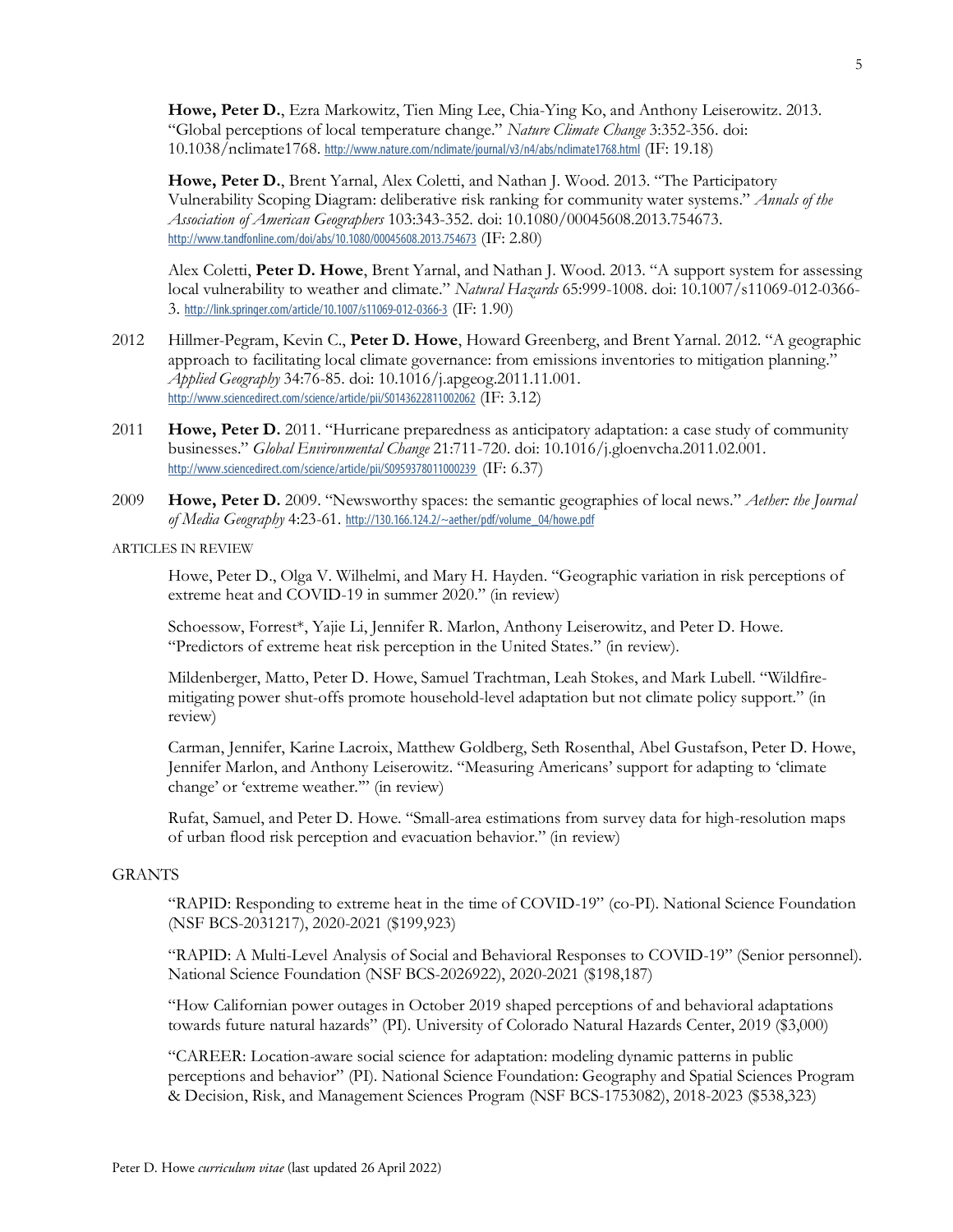**Howe, Peter D.**, Ezra Markowitz, Tien Ming Lee, Chia-Ying Ko, and Anthony Leiserowitz. 2013. "Global perceptions of local temperature change." *Nature Climate Change* 3:352-356. doi: 10.1038/nclimate1768. http://www.nature.com/nclimate/journal/v3/n4/abs/nclimate1768.html (IF: 19.18)

**Howe, Peter D.**, Brent Yarnal, Alex Coletti, and Nathan J. Wood. 2013. "The Participatory Vulnerability Scoping Diagram: deliberative risk ranking for community water systems." *Annals of the Association of American Geographers* 103:343-352. doi: 10.1080/00045608.2013.754673. http://www.tandfonline.com/doi/abs/10.1080/00045608.2013.754673 (IF: 2.80)

Alex Coletti, **Peter D. Howe**, Brent Yarnal, and Nathan J. Wood. 2013. "A support system for assessing local vulnerability to weather and climate." *Natural Hazards* 65:999-1008. doi: 10.1007/s11069-012-0366-3. http://link.springer.com/article/10.1007/s11069-012-0366-3 (IF: 1.90)

2012 Hillmer-Pegram, Kevin C., **Peter D. Howe**, Howard Greenberg, and Brent Yarnal. 2012. "A geographic approach to facilitating local climate governance: from emissions inventories to mitigation planning." *Applied Geography* 34:76-85. doi: 10.1016/j.apgeog.2011.11.001. http://www.sciencedirect.com/science/article/pii/S0143622811002062 (IF: 3.12)

2011 **Howe, Peter D.** 2011. "Hurricane preparedness as anticipatory adaptation: a case study of community businesses." *Global Environmental Change* 21:711-720. doi: 10.1016/j.gloenvcha.2011.02.001. http://www.sciencedirect.com/science/article/pii/S0959378011000239 (IF: 6.37)

2009 **Howe, Peter D.** 2009. "Newsworthy spaces: the semantic geographies of local news." *Aether: the Journal of Media Geography* 4:23-61. http://130.166.124.2/~aether/pdf/volume_04/howe.pdf

ARTICLES IN REVIEW

Howe, Peter D., Olga V. Wilhelmi, and Mary H. Hayden. "Geographic variation in risk perceptions of extreme heat and COVID-19 in summer 2020." (in review)

Schoessow, Forrest*, Yajie Li, Jennifer R. Marlon, Anthony Leiserowitz, and Peter D. Howe. "Predictors of extreme heat risk perception in the United States." (in review).

Mildenberger, Matto, Peter D. Howe, Samuel Trachtman, Leah Stokes, and Mark Lubell. "Wildfire-mitigating power shut-offs promote household-level adaptation but not climate policy support." (in review)

Carman, Jennifer, Karine Lacroix, Matthew Goldberg, Seth Rosenthal, Abel Gustafson, Peter D. Howe, Jennifer Marlon, and Anthony Leiserowitz. "Measuring Americans' support for adapting to 'climate change' or 'extreme weather.'" (in review)

Rufat, Samuel, and Peter D. Howe. "Small-area estimations from survey data for high-resolution maps of urban flood risk perception and evacuation behavior." (in review)

## GRANTS

"RAPID: Responding to extreme heat in the time of COVID-19" (co-PI). National Science Foundation (NSF BCS-2031217), 2020-2021 ($199,923)

"RAPID: A Multi-Level Analysis of Social and Behavioral Responses to COVID-19" (Senior personnel). National Science Foundation (NSF BCS-2026922), 2020-2021 ($198,187)

"How Californian power outages in October 2019 shaped perceptions of and behavioral adaptations towards future natural hazards" (PI). University of Colorado Natural Hazards Center, 2019 ($3,000)

"CAREER: Location-aware social science for adaptation: modeling dynamic patterns in public perceptions and behavior" (PI). National Science Foundation: Geography and Spatial Sciences Program & Decision, Risk, and Management Sciences Program (NSF BCS-1753082), 2018-2023 ($538,323)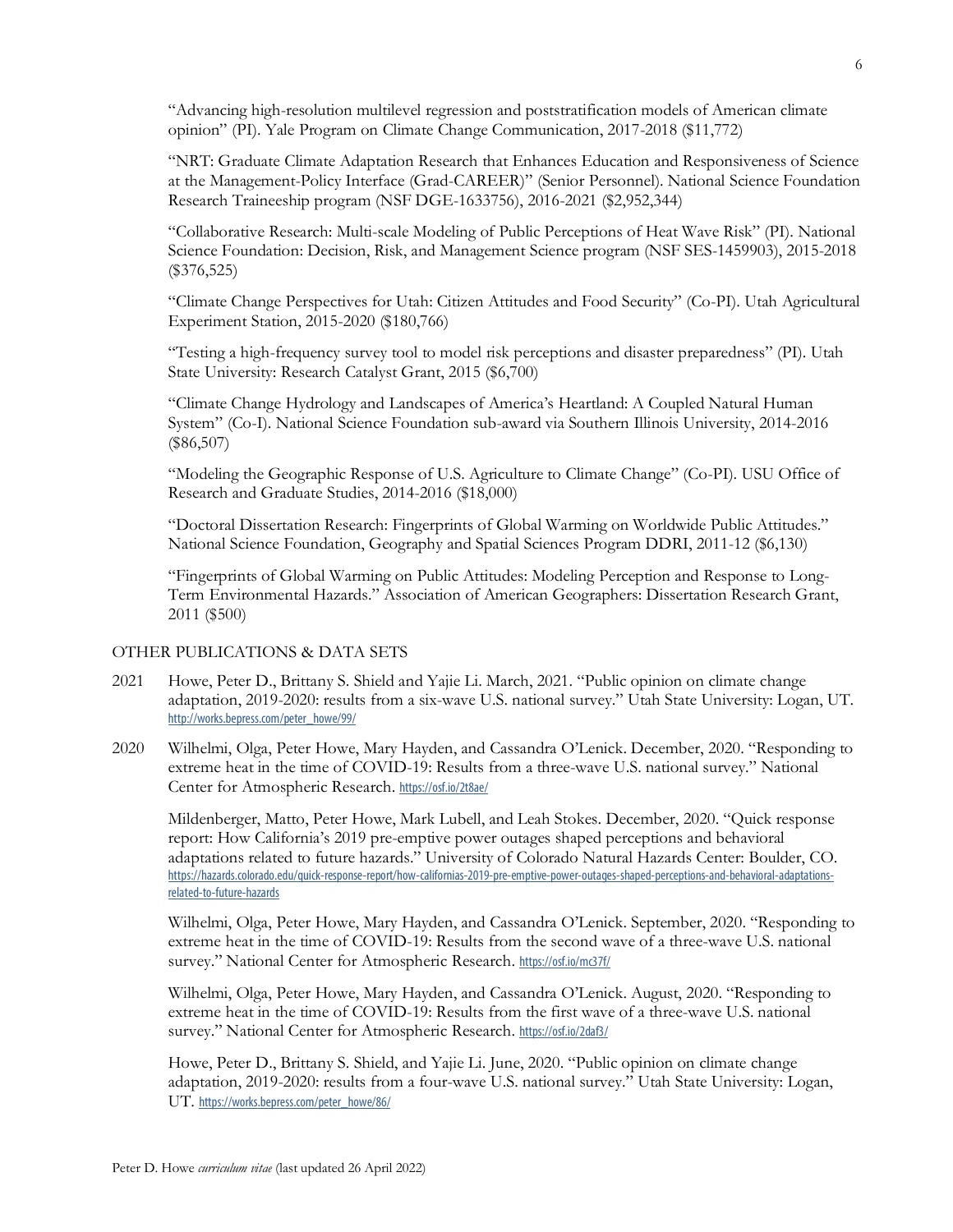"Advancing high-resolution multilevel regression and poststratification models of American climate opinion" (PI). Yale Program on Climate Change Communication, 2017-2018 ($11,772)

"NRT: Graduate Climate Adaptation Research that Enhances Education and Responsiveness of Science at the Management-Policy Interface (Grad-CAREER)" (Senior Personnel). National Science Foundation Research Traineeship program (NSF DGE-1633756), 2016-2021 ($2,952,344)

"Collaborative Research: Multi-scale Modeling of Public Perceptions of Heat Wave Risk" (PI). National Science Foundation: Decision, Risk, and Management Science program (NSF SES-1459903), 2015-2018 ($376,525)

"Climate Change Perspectives for Utah: Citizen Attitudes and Food Security" (Co-PI). Utah Agricultural Experiment Station, 2015-2020 ($180,766)

"Testing a high-frequency survey tool to model risk perceptions and disaster preparedness" (PI). Utah State University: Research Catalyst Grant, 2015 ($6,700)

"Climate Change Hydrology and Landscapes of America's Heartland: A Coupled Natural Human System" (Co-I). National Science Foundation sub-award via Southern Illinois University, 2014-2016 ($86,507)

"Modeling the Geographic Response of U.S. Agriculture to Climate Change" (Co-PI). USU Office of Research and Graduate Studies, 2014-2016 ($18,000)

"Doctoral Dissertation Research: Fingerprints of Global Warming on Worldwide Public Attitudes." National Science Foundation, Geography and Spatial Sciences Program DDRI, 2011-12 ($6,130)

"Fingerprints of Global Warming on Public Attitudes: Modeling Perception and Response to Long-Term Environmental Hazards." Association of American Geographers: Dissertation Research Grant, 2011 ($500)

## OTHER PUBLICATIONS & DATA SETS

2021 Howe, Peter D., Brittany S. Shield and Yajie Li. March, 2021. "Public opinion on climate change adaptation, 2019-2020: results from a six-wave U.S. national survey." Utah State University: Logan, UT. http://works.bepress.com/peter_howe/99/

2020 Wilhelmi, Olga, Peter Howe, Mary Hayden, and Cassandra O'Lenick. December, 2020. "Responding to extreme heat in the time of COVID-19: Results from a three-wave U.S. national survey." National Center for Atmospheric Research. https://osf.io/2t8ae/

Mildenberger, Matto, Peter Howe, Mark Lubell, and Leah Stokes. December, 2020. "Quick response report: How California's 2019 pre-emptive power outages shaped perceptions and behavioral adaptations related to future hazards." University of Colorado Natural Hazards Center: Boulder, CO. https://hazards.colorado.edu/quick-response-report/how-californias-2019-pre-emptive-power-outages-shaped-perceptions-and-behavioral-adaptations-related-to-future-hazards

Wilhelmi, Olga, Peter Howe, Mary Hayden, and Cassandra O'Lenick. September, 2020. "Responding to extreme heat in the time of COVID-19: Results from the second wave of a three-wave U.S. national survey." National Center for Atmospheric Research. https://osf.io/mc37f/

Wilhelmi, Olga, Peter Howe, Mary Hayden, and Cassandra O'Lenick. August, 2020. "Responding to extreme heat in the time of COVID-19: Results from the first wave of a three-wave U.S. national survey." National Center for Atmospheric Research. https://osf.io/2daf3/

Howe, Peter D., Brittany S. Shield, and Yajie Li. June, 2020. "Public opinion on climate change adaptation, 2019-2020: results from a four-wave U.S. national survey." Utah State University: Logan, UT. https://works.bepress.com/peter_howe/86/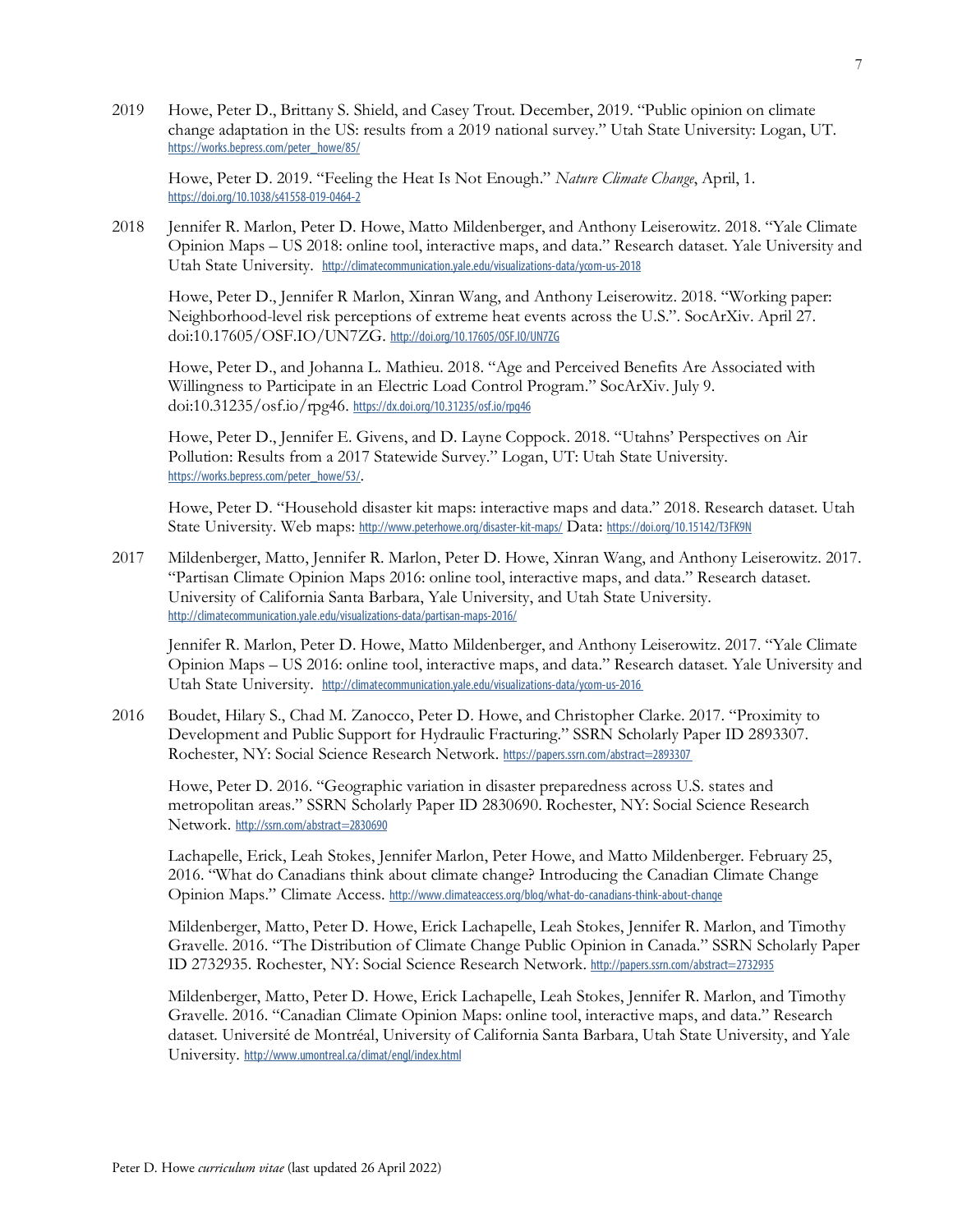2019 Howe, Peter D., Brittany S. Shield, and Casey Trout. December, 2019. "Public opinion on climate change adaptation in the US: results from a 2019 national survey." Utah State University: Logan, UT. https://works.bepress.com/peter_howe/85/

Howe, Peter D. 2019. "Feeling the Heat Is Not Enough." *Nature Climate Change*, April, 1. https://doi.org/10.1038/s41558-019-0464-2

2018 Jennifer R. Marlon, Peter D. Howe, Matto Mildenberger, and Anthony Leiserowitz. 2018. "Yale Climate Opinion Maps – US 2018: online tool, interactive maps, and data." Research dataset. Yale University and Utah State University. http://climatecommunication.yale.edu/visualizations-data/ycom-us-2018

Howe, Peter D., Jennifer R Marlon, Xinran Wang, and Anthony Leiserowitz. 2018. "Working paper: Neighborhood-level risk perceptions of extreme heat events across the U.S.". SocArXiv. April 27. doi:10.17605/OSF.IO/UN7ZG. http://doi.org/10.17605/OSF.IO/UN7ZG

Howe, Peter D., and Johanna L. Mathieu. 2018. "Age and Perceived Benefits Are Associated with Willingness to Participate in an Electric Load Control Program." SocArXiv. July 9. doi:10.31235/osf.io/rpg46. https://dx.doi.org/10.31235/osf.io/rpq46

Howe, Peter D., Jennifer E. Givens, and D. Layne Coppock. 2018. "Utahns' Perspectives on Air Pollution: Results from a 2017 Statewide Survey." Logan, UT: Utah State University. https://works.bepress.com/peter_howe/53/.

Howe, Peter D. "Household disaster kit maps: interactive maps and data." 2018. Research dataset. Utah State University. Web maps: http://www.peterhowe.org/disaster-kit-maps/ Data: https://doi.org/10.15142/T3FK9N

2017 Mildenberger, Matto, Jennifer R. Marlon, Peter D. Howe, Xinran Wang, and Anthony Leiserowitz. 2017. "Partisan Climate Opinion Maps 2016: online tool, interactive maps, and data." Research dataset. University of California Santa Barbara, Yale University, and Utah State University. http://climatecommunication.yale.edu/visualizations-data/partisan-maps-2016/

Jennifer R. Marlon, Peter D. Howe, Matto Mildenberger, and Anthony Leiserowitz. 2017. "Yale Climate Opinion Maps – US 2016: online tool, interactive maps, and data." Research dataset. Yale University and Utah State University. http://climatecommunication.yale.edu/visualizations-data/ycom-us-2016

2016 Boudet, Hilary S., Chad M. Zanocco, Peter D. Howe, and Christopher Clarke. 2017. "Proximity to Development and Public Support for Hydraulic Fracturing." SSRN Scholarly Paper ID 2893307. Rochester, NY: Social Science Research Network. https://papers.ssrn.com/abstract=2893307

Howe, Peter D. 2016. "Geographic variation in disaster preparedness across U.S. states and metropolitan areas." SSRN Scholarly Paper ID 2830690. Rochester, NY: Social Science Research Network. http://ssrn.com/abstract=2830690

Lachapelle, Erick, Leah Stokes, Jennifer Marlon, Peter Howe, and Matto Mildenberger. February 25, 2016. "What do Canadians think about climate change? Introducing the Canadian Climate Change Opinion Maps." Climate Access. http://www.climateaccess.org/blog/what-do-canadians-think-about-change

Mildenberger, Matto, Peter D. Howe, Erick Lachapelle, Leah Stokes, Jennifer R. Marlon, and Timothy Gravelle. 2016. "The Distribution of Climate Change Public Opinion in Canada." SSRN Scholarly Paper ID 2732935. Rochester, NY: Social Science Research Network. http://papers.ssrn.com/abstract=2732935

Mildenberger, Matto, Peter D. Howe, Erick Lachapelle, Leah Stokes, Jennifer R. Marlon, and Timothy Gravelle. 2016. "Canadian Climate Opinion Maps: online tool, interactive maps, and data." Research dataset. Université de Montréal, University of California Santa Barbara, Utah State University, and Yale University. http://www.umontreal.ca/climat/engl/index.html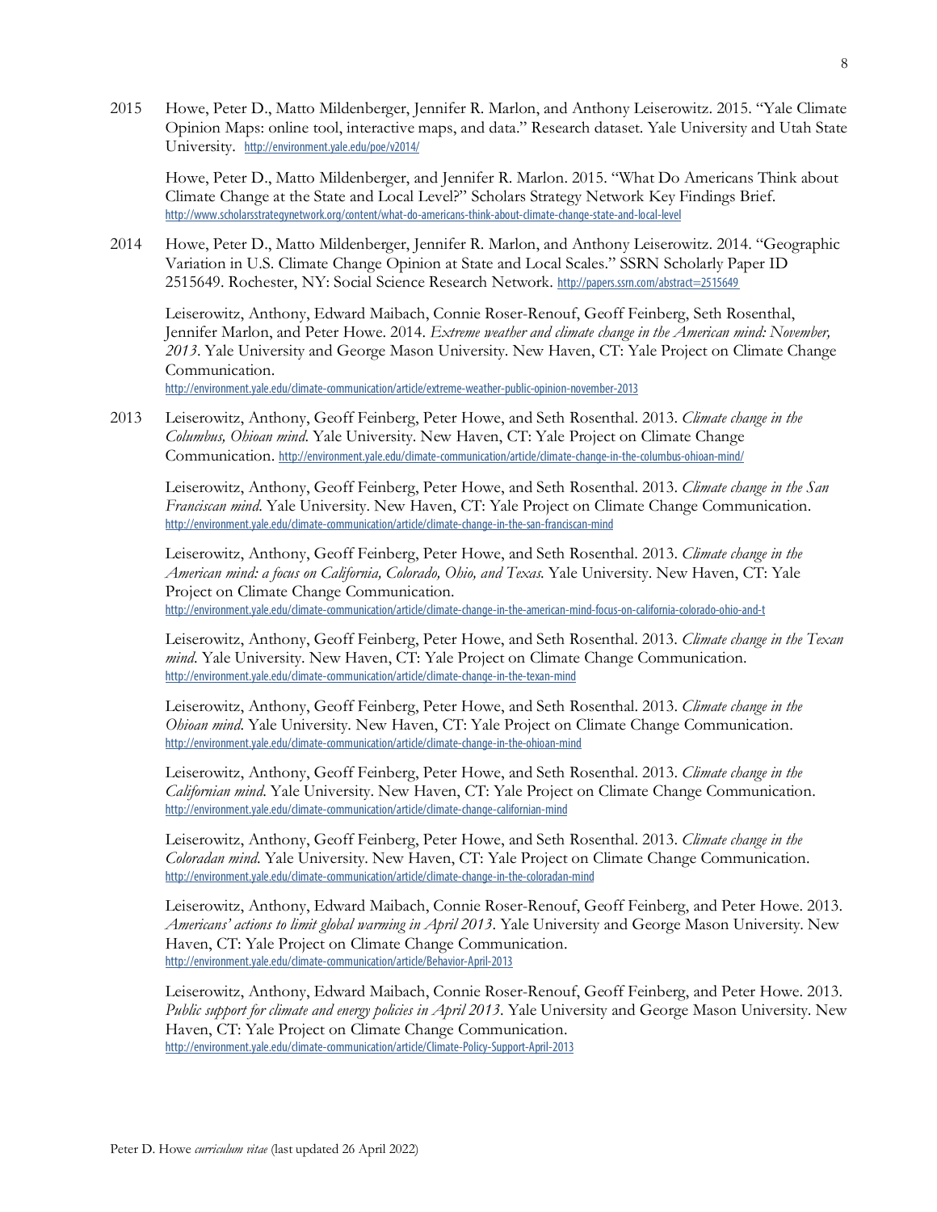2015 Howe, Peter D., Matto Mildenberger, Jennifer R. Marlon, and Anthony Leiserowitz. 2015. "Yale Climate Opinion Maps: online tool, interactive maps, and data." Research dataset. Yale University and Utah State University. http://environment.yale.edu/poe/v2014/

Howe, Peter D., Matto Mildenberger, and Jennifer R. Marlon. 2015. "What Do Americans Think about Climate Change at the State and Local Level?" Scholars Strategy Network Key Findings Brief. http://www.scholarsstrategynetwork.org/content/what-do-americans-think-about-climate-change-state-and-local-level

2014 Howe, Peter D., Matto Mildenberger, Jennifer R. Marlon, and Anthony Leiserowitz. 2014. "Geographic Variation in U.S. Climate Change Opinion at State and Local Scales." SSRN Scholarly Paper ID 2515649. Rochester, NY: Social Science Research Network. http://papers.ssrn.com/abstract=2515649

Leiserowitz, Anthony, Edward Maibach, Connie Roser-Renouf, Geoff Feinberg, Seth Rosenthal, Jennifer Marlon, and Peter Howe. 2014. *Extreme weather and climate change in the American mind: November, 2013*. Yale University and George Mason University. New Haven, CT: Yale Project on Climate Change Communication. http://environment.yale.edu/climate-communication/article/extreme-weather-public-opinion-november-2013

2013 Leiserowitz, Anthony, Geoff Feinberg, Peter Howe, and Seth Rosenthal. 2013. *Climate change in the Columbus, Ohioan mind*. Yale University. New Haven, CT: Yale Project on Climate Change Communication. http://environment.yale.edu/climate-communication/article/climate-change-in-the-columbus-ohioan-mind/

Leiserowitz, Anthony, Geoff Feinberg, Peter Howe, and Seth Rosenthal. 2013. *Climate change in the San Franciscan mind*. Yale University. New Haven, CT: Yale Project on Climate Change Communication. http://environment.yale.edu/climate-communication/article/climate-change-in-the-san-franciscan-mind

Leiserowitz, Anthony, Geoff Feinberg, Peter Howe, and Seth Rosenthal. 2013. *Climate change in the American mind: a focus on California, Colorado, Ohio, and Texas*. Yale University. New Haven, CT: Yale Project on Climate Change Communication. http://environment.yale.edu/climate-communication/article/climate-change-in-the-american-mind-focus-on-california-colorado-ohio-and-t

Leiserowitz, Anthony, Geoff Feinberg, Peter Howe, and Seth Rosenthal. 2013. *Climate change in the Texan mind*. Yale University. New Haven, CT: Yale Project on Climate Change Communication. http://environment.yale.edu/climate-communication/article/climate-change-in-the-texan-mind

Leiserowitz, Anthony, Geoff Feinberg, Peter Howe, and Seth Rosenthal. 2013. *Climate change in the Ohioan mind*. Yale University. New Haven, CT: Yale Project on Climate Change Communication. http://environment.yale.edu/climate-communication/article/climate-change-in-the-ohioan-mind

Leiserowitz, Anthony, Geoff Feinberg, Peter Howe, and Seth Rosenthal. 2013. *Climate change in the Californian mind*. Yale University. New Haven, CT: Yale Project on Climate Change Communication. http://environment.yale.edu/climate-communication/article/climate-change-californian-mind

Leiserowitz, Anthony, Geoff Feinberg, Peter Howe, and Seth Rosenthal. 2013. *Climate change in the Coloradan mind*. Yale University. New Haven, CT: Yale Project on Climate Change Communication. http://environment.yale.edu/climate-communication/article/climate-change-in-the-coloradan-mind

Leiserowitz, Anthony, Edward Maibach, Connie Roser-Renouf, Geoff Feinberg, and Peter Howe. 2013. *Americans' actions to limit global warming in April 2013*. Yale University and George Mason University. New Haven, CT: Yale Project on Climate Change Communication. http://environment.yale.edu/climate-communication/article/Behavior-April-2013

Leiserowitz, Anthony, Edward Maibach, Connie Roser-Renouf, Geoff Feinberg, and Peter Howe. 2013. *Public support for climate and energy policies in April 2013*. Yale University and George Mason University. New Haven, CT: Yale Project on Climate Change Communication. http://environment.yale.edu/climate-communication/article/Climate-Policy-Support-April-2013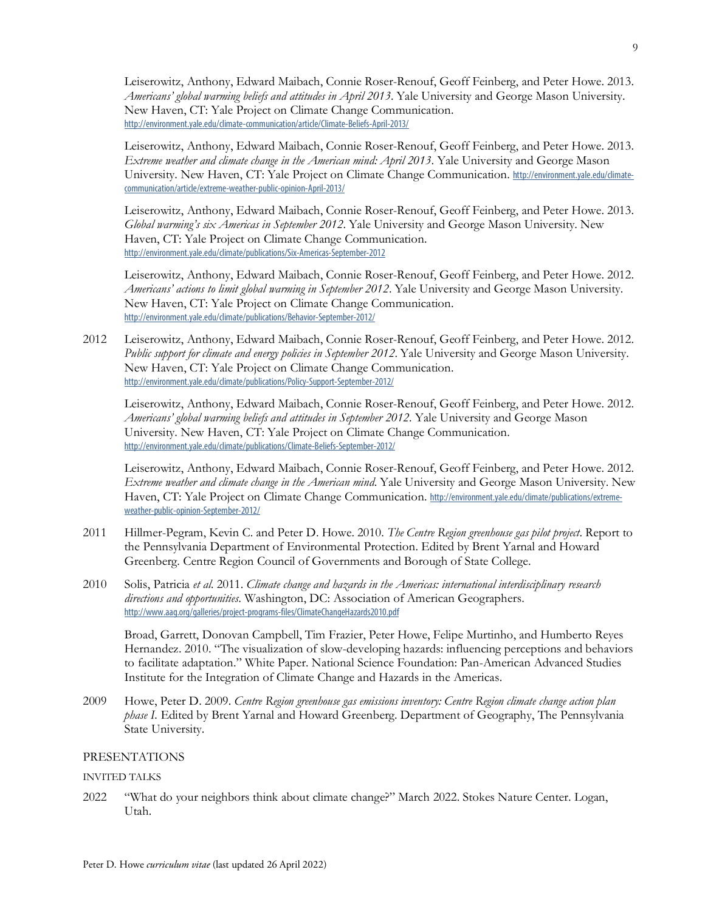Leiserowitz, Anthony, Edward Maibach, Connie Roser-Renouf, Geoff Feinberg, and Peter Howe. 2013. *Americans' global warming beliefs and attitudes in April 2013*. Yale University and George Mason University. New Haven, CT: Yale Project on Climate Change Communication. http://environment.yale.edu/climate-communication/article/Climate-Beliefs-April-2013/

Leiserowitz, Anthony, Edward Maibach, Connie Roser-Renouf, Geoff Feinberg, and Peter Howe. 2013. *Extreme weather and climate change in the American mind: April 2013*. Yale University and George Mason University. New Haven, CT: Yale Project on Climate Change Communication. http://environment.yale.edu/climate-communication/article/extreme-weather-public-opinion-April-2013/

Leiserowitz, Anthony, Edward Maibach, Connie Roser-Renouf, Geoff Feinberg, and Peter Howe. 2013. *Global warming's six Americas in September 2012*. Yale University and George Mason University. New Haven, CT: Yale Project on Climate Change Communication. http://environment.yale.edu/climate/publications/Six-Americas-September-2012

Leiserowitz, Anthony, Edward Maibach, Connie Roser-Renouf, Geoff Feinberg, and Peter Howe. 2012. *Americans' actions to limit global warming in September 2012*. Yale University and George Mason University. New Haven, CT: Yale Project on Climate Change Communication. http://environment.yale.edu/climate/publications/Behavior-September-2012/

2012 Leiserowitz, Anthony, Edward Maibach, Connie Roser-Renouf, Geoff Feinberg, and Peter Howe. 2012. *Public support for climate and energy policies in September 2012*. Yale University and George Mason University. New Haven, CT: Yale Project on Climate Change Communication. http://environment.yale.edu/climate/publications/Policy-Support-September-2012/

Leiserowitz, Anthony, Edward Maibach, Connie Roser-Renouf, Geoff Feinberg, and Peter Howe. 2012. *Americans' global warming beliefs and attitudes in September 2012*. Yale University and George Mason University. New Haven, CT: Yale Project on Climate Change Communication. http://environment.yale.edu/climate/publications/Climate-Beliefs-September-2012/

Leiserowitz, Anthony, Edward Maibach, Connie Roser-Renouf, Geoff Feinberg, and Peter Howe. 2012. *Extreme weather and climate change in the American mind*. Yale University and George Mason University. New Haven, CT: Yale Project on Climate Change Communication. http://environment.yale.edu/climate/publications/extreme-weather-public-opinion-September-2012/

2011 Hillmer-Pegram, Kevin C. and Peter D. Howe. 2010. *The Centre Region greenhouse gas pilot project*. Report to the Pennsylvania Department of Environmental Protection. Edited by Brent Yarnal and Howard Greenberg. Centre Region Council of Governments and Borough of State College.

2010 Solis, Patricia *et al.* 2011. *Climate change and hazards in the Americas: international interdisciplinary research directions and opportunities*. Washington, DC: Association of American Geographers. http://www.aag.org/galleries/project-programs-files/ClimateChangeHazards2010.pdf

Broad, Garrett, Donovan Campbell, Tim Frazier, Peter Howe, Felipe Murtinho, and Humberto Reyes Hernandez. 2010. "The visualization of slow-developing hazards: influencing perceptions and behaviors to facilitate adaptation." White Paper. National Science Foundation: Pan-American Advanced Studies Institute for the Integration of Climate Change and Hazards in the Americas.

2009 Howe, Peter D. 2009. *Centre Region greenhouse gas emissions inventory: Centre Region climate change action plan phase I*. Edited by Brent Yarnal and Howard Greenberg. Department of Geography, The Pennsylvania State University.

## PRESENTATIONS

### INVITED TALKS

2022 "What do your neighbors think about climate change?" March 2022. Stokes Nature Center. Logan, Utah.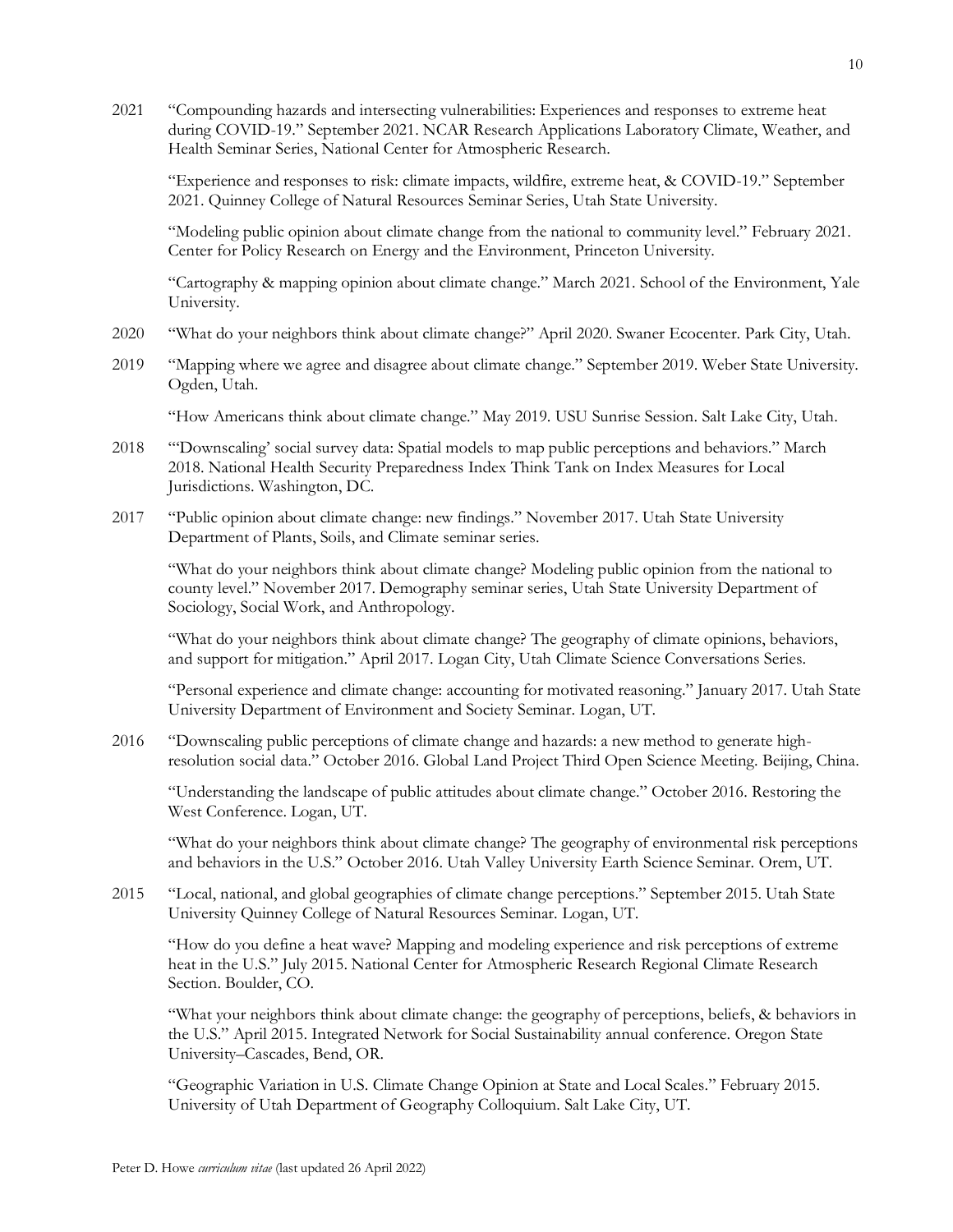2021 “Compounding hazards and intersecting vulnerabilities: Experiences and responses to extreme heat during COVID-19.” September 2021. NCAR Research Applications Laboratory Climate, Weather, and Health Seminar Series, National Center for Atmospheric Research.

“Experience and responses to risk: climate impacts, wildfire, extreme heat, & COVID-19.” September 2021. Quinney College of Natural Resources Seminar Series, Utah State University.

“Modeling public opinion about climate change from the national to community level.” February 2021. Center for Policy Research on Energy and the Environment, Princeton University.

“Cartography & mapping opinion about climate change.” March 2021. School of the Environment, Yale University.

2020 “What do your neighbors think about climate change?” April 2020. Swaner Ecocenter. Park City, Utah.

2019 “Mapping where we agree and disagree about climate change.” September 2019. Weber State University. Ogden, Utah.

“How Americans think about climate change.” May 2019. USU Sunrise Session. Salt Lake City, Utah.

2018 “‘Downscaling’ social survey data: Spatial models to map public perceptions and behaviors.” March 2018. National Health Security Preparedness Index Think Tank on Index Measures for Local Jurisdictions. Washington, DC.

2017 “Public opinion about climate change: new findings.” November 2017. Utah State University Department of Plants, Soils, and Climate seminar series.

“What do your neighbors think about climate change? Modeling public opinion from the national to county level.” November 2017. Demography seminar series, Utah State University Department of Sociology, Social Work, and Anthropology.

“What do your neighbors think about climate change? The geography of climate opinions, behaviors, and support for mitigation.” April 2017. Logan City, Utah Climate Science Conversations Series.

“Personal experience and climate change: accounting for motivated reasoning.” January 2017. Utah State University Department of Environment and Society Seminar. Logan, UT.

2016 “Downscaling public perceptions of climate change and hazards: a new method to generate high-resolution social data.” October 2016. Global Land Project Third Open Science Meeting. Beijing, China.

“Understanding the landscape of public attitudes about climate change.” October 2016. Restoring the West Conference. Logan, UT.

“What do your neighbors think about climate change? The geography of environmental risk perceptions and behaviors in the U.S.” October 2016. Utah Valley University Earth Science Seminar. Orem, UT.

2015 “Local, national, and global geographies of climate change perceptions.” September 2015. Utah State University Quinney College of Natural Resources Seminar. Logan, UT.

“How do you define a heat wave? Mapping and modeling experience and risk perceptions of extreme heat in the U.S.” July 2015. National Center for Atmospheric Research Regional Climate Research Section. Boulder, CO.

“What your neighbors think about climate change: the geography of perceptions, beliefs, & behaviors in the U.S.” April 2015. Integrated Network for Social Sustainability annual conference. Oregon State University–Cascades, Bend, OR.

“Geographic Variation in U.S. Climate Change Opinion at State and Local Scales.” February 2015. University of Utah Department of Geography Colloquium. Salt Lake City, UT.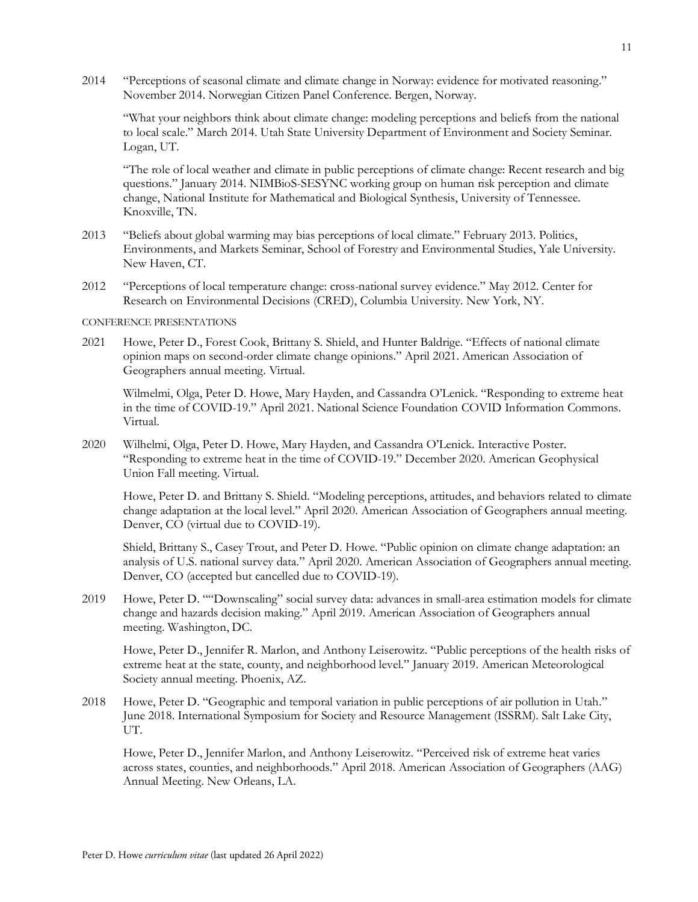2014 "Perceptions of seasonal climate and climate change in Norway: evidence for motivated reasoning." November 2014. Norwegian Citizen Panel Conference. Bergen, Norway.

"What your neighbors think about climate change: modeling perceptions and beliefs from the national to local scale." March 2014. Utah State University Department of Environment and Society Seminar. Logan, UT.

"The role of local weather and climate in public perceptions of climate change: Recent research and big questions." January 2014. NIMBioS-SESYNC working group on human risk perception and climate change, National Institute for Mathematical and Biological Synthesis, University of Tennessee. Knoxville, TN.

2013 "Beliefs about global warming may bias perceptions of local climate." February 2013. Politics, Environments, and Markets Seminar, School of Forestry and Environmental Studies, Yale University. New Haven, CT.

2012 "Perceptions of local temperature change: cross-national survey evidence." May 2012. Center for Research on Environmental Decisions (CRED), Columbia University. New York, NY.

CONFERENCE PRESENTATIONS

2021 Howe, Peter D., Forest Cook, Brittany S. Shield, and Hunter Baldrige. "Effects of national climate opinion maps on second-order climate change opinions." April 2021. American Association of Geographers annual meeting. Virtual.

Wilmelmi, Olga, Peter D. Howe, Mary Hayden, and Cassandra O'Lenick. "Responding to extreme heat in the time of COVID-19." April 2021. National Science Foundation COVID Information Commons. Virtual.

2020 Wilhelmi, Olga, Peter D. Howe, Mary Hayden, and Cassandra O'Lenick. Interactive Poster. "Responding to extreme heat in the time of COVID-19." December 2020. American Geophysical Union Fall meeting. Virtual.

Howe, Peter D. and Brittany S. Shield. "Modeling perceptions, attitudes, and behaviors related to climate change adaptation at the local level." April 2020. American Association of Geographers annual meeting. Denver, CO (virtual due to COVID-19).

Shield, Brittany S., Casey Trout, and Peter D. Howe. "Public opinion on climate change adaptation: an analysis of U.S. national survey data." April 2020. American Association of Geographers annual meeting. Denver, CO (accepted but cancelled due to COVID-19).

2019 Howe, Peter D. ""Downscaling" social survey data: advances in small-area estimation models for climate change and hazards decision making." April 2019. American Association of Geographers annual meeting. Washington, DC.

Howe, Peter D., Jennifer R. Marlon, and Anthony Leiserowitz. "Public perceptions of the health risks of extreme heat at the state, county, and neighborhood level." January 2019. American Meteorological Society annual meeting. Phoenix, AZ.

2018 Howe, Peter D. "Geographic and temporal variation in public perceptions of air pollution in Utah." June 2018. International Symposium for Society and Resource Management (ISSRM). Salt Lake City, UT.

Howe, Peter D., Jennifer Marlon, and Anthony Leiserowitz. "Perceived risk of extreme heat varies across states, counties, and neighborhoods." April 2018. American Association of Geographers (AAG) Annual Meeting. New Orleans, LA.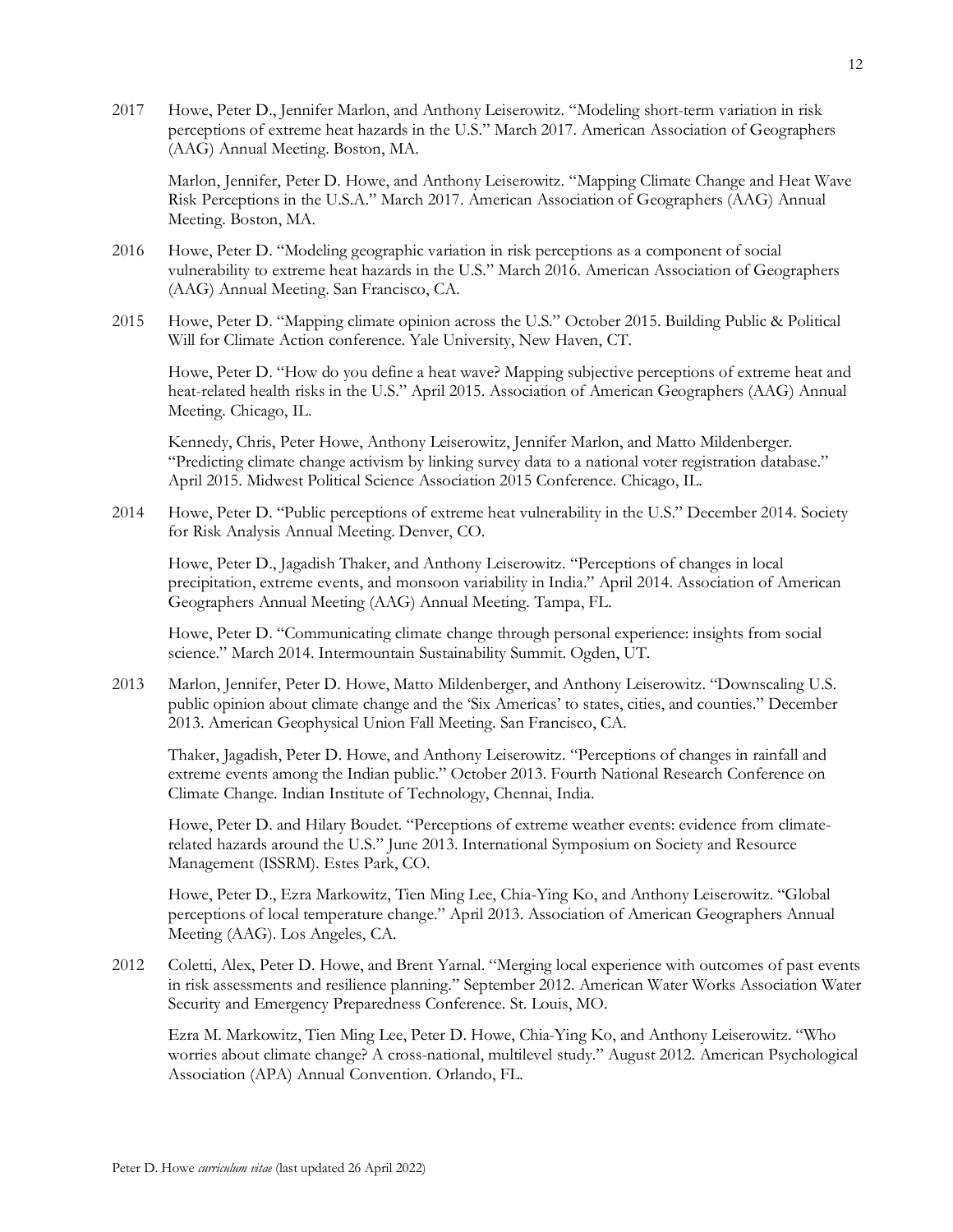2017 Howe, Peter D., Jennifer Marlon, and Anthony Leiserowitz. "Modeling short-term variation in risk perceptions of extreme heat hazards in the U.S." March 2017. American Association of Geographers (AAG) Annual Meeting. Boston, MA.

Marlon, Jennifer, Peter D. Howe, and Anthony Leiserowitz. "Mapping Climate Change and Heat Wave Risk Perceptions in the U.S.A." March 2017. American Association of Geographers (AAG) Annual Meeting. Boston, MA.

2016 Howe, Peter D. "Modeling geographic variation in risk perceptions as a component of social vulnerability to extreme heat hazards in the U.S." March 2016. American Association of Geographers (AAG) Annual Meeting. San Francisco, CA.

2015 Howe, Peter D. "Mapping climate opinion across the U.S." October 2015. Building Public & Political Will for Climate Action conference. Yale University, New Haven, CT.

Howe, Peter D. "How do you define a heat wave? Mapping subjective perceptions of extreme heat and heat-related health risks in the U.S." April 2015. Association of American Geographers (AAG) Annual Meeting. Chicago, IL.

Kennedy, Chris, Peter Howe, Anthony Leiserowitz, Jennifer Marlon, and Matto Mildenberger. "Predicting climate change activism by linking survey data to a national voter registration database." April 2015. Midwest Political Science Association 2015 Conference. Chicago, IL.

2014 Howe, Peter D. "Public perceptions of extreme heat vulnerability in the U.S." December 2014. Society for Risk Analysis Annual Meeting. Denver, CO.

Howe, Peter D., Jagadish Thaker, and Anthony Leiserowitz. "Perceptions of changes in local precipitation, extreme events, and monsoon variability in India." April 2014. Association of American Geographers Annual Meeting (AAG) Annual Meeting. Tampa, FL.

Howe, Peter D. "Communicating climate change through personal experience: insights from social science." March 2014. Intermountain Sustainability Summit. Ogden, UT.

2013 Marlon, Jennifer, Peter D. Howe, Matto Mildenberger, and Anthony Leiserowitz. "Downscaling U.S. public opinion about climate change and the 'Six Americas' to states, cities, and counties." December 2013. American Geophysical Union Fall Meeting. San Francisco, CA.

Thaker, Jagadish, Peter D. Howe, and Anthony Leiserowitz. "Perceptions of changes in rainfall and extreme events among the Indian public." October 2013. Fourth National Research Conference on Climate Change. Indian Institute of Technology, Chennai, India.

Howe, Peter D. and Hilary Boudet. "Perceptions of extreme weather events: evidence from climate-related hazards around the U.S." June 2013. International Symposium on Society and Resource Management (ISSRM). Estes Park, CO.

Howe, Peter D., Ezra Markowitz, Tien Ming Lee, Chia-Ying Ko, and Anthony Leiserowitz. "Global perceptions of local temperature change." April 2013. Association of American Geographers Annual Meeting (AAG). Los Angeles, CA.

2012 Coletti, Alex, Peter D. Howe, and Brent Yarnal. "Merging local experience with outcomes of past events in risk assessments and resilience planning." September 2012. American Water Works Association Water Security and Emergency Preparedness Conference. St. Louis, MO.

Ezra M. Markowitz, Tien Ming Lee, Peter D. Howe, Chia-Ying Ko, and Anthony Leiserowitz. "Who worries about climate change? A cross-national, multilevel study." August 2012. American Psychological Association (APA) Annual Convention. Orlando, FL.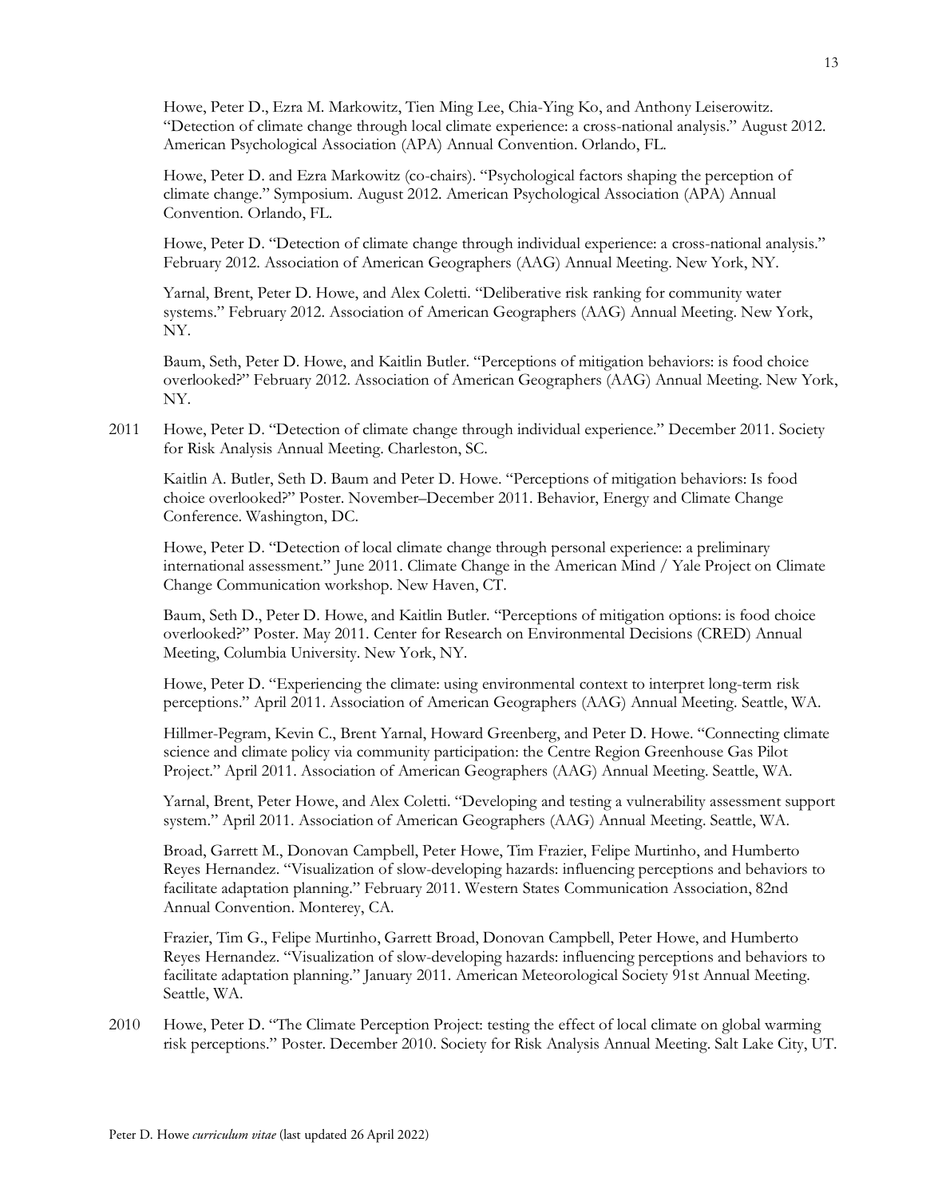Howe, Peter D., Ezra M. Markowitz, Tien Ming Lee, Chia-Ying Ko, and Anthony Leiserowitz. "Detection of climate change through local climate experience: a cross-national analysis." August 2012. American Psychological Association (APA) Annual Convention. Orlando, FL.

Howe, Peter D. and Ezra Markowitz (co-chairs). "Psychological factors shaping the perception of climate change." Symposium. August 2012. American Psychological Association (APA) Annual Convention. Orlando, FL.

Howe, Peter D. "Detection of climate change through individual experience: a cross-national analysis." February 2012. Association of American Geographers (AAG) Annual Meeting. New York, NY.

Yarnal, Brent, Peter D. Howe, and Alex Coletti. "Deliberative risk ranking for community water systems." February 2012. Association of American Geographers (AAG) Annual Meeting. New York, NY.

Baum, Seth, Peter D. Howe, and Kaitlin Butler. "Perceptions of mitigation behaviors: is food choice overlooked?" February 2012. Association of American Geographers (AAG) Annual Meeting. New York, NY.

2011 Howe, Peter D. "Detection of climate change through individual experience." December 2011. Society for Risk Analysis Annual Meeting. Charleston, SC.

Kaitlin A. Butler, Seth D. Baum and Peter D. Howe. "Perceptions of mitigation behaviors: Is food choice overlooked?" Poster. November–December 2011. Behavior, Energy and Climate Change Conference. Washington, DC.

Howe, Peter D. "Detection of local climate change through personal experience: a preliminary international assessment." June 2011. Climate Change in the American Mind / Yale Project on Climate Change Communication workshop. New Haven, CT.

Baum, Seth D., Peter D. Howe, and Kaitlin Butler. "Perceptions of mitigation options: is food choice overlooked?" Poster. May 2011. Center for Research on Environmental Decisions (CRED) Annual Meeting, Columbia University. New York, NY.

Howe, Peter D. "Experiencing the climate: using environmental context to interpret long-term risk perceptions." April 2011. Association of American Geographers (AAG) Annual Meeting. Seattle, WA.

Hillmer-Pegram, Kevin C., Brent Yarnal, Howard Greenberg, and Peter D. Howe. "Connecting climate science and climate policy via community participation: the Centre Region Greenhouse Gas Pilot Project." April 2011. Association of American Geographers (AAG) Annual Meeting. Seattle, WA.

Yarnal, Brent, Peter Howe, and Alex Coletti. "Developing and testing a vulnerability assessment support system." April 2011. Association of American Geographers (AAG) Annual Meeting. Seattle, WA.

Broad, Garrett M., Donovan Campbell, Peter Howe, Tim Frazier, Felipe Murtinho, and Humberto Reyes Hernandez. "Visualization of slow-developing hazards: influencing perceptions and behaviors to facilitate adaptation planning." February 2011. Western States Communication Association, 82nd Annual Convention. Monterey, CA.

Frazier, Tim G., Felipe Murtinho, Garrett Broad, Donovan Campbell, Peter Howe, and Humberto Reyes Hernandez. "Visualization of slow-developing hazards: influencing perceptions and behaviors to facilitate adaptation planning." January 2011. American Meteorological Society 91st Annual Meeting. Seattle, WA.

2010 Howe, Peter D. "The Climate Perception Project: testing the effect of local climate on global warming risk perceptions." Poster. December 2010. Society for Risk Analysis Annual Meeting. Salt Lake City, UT.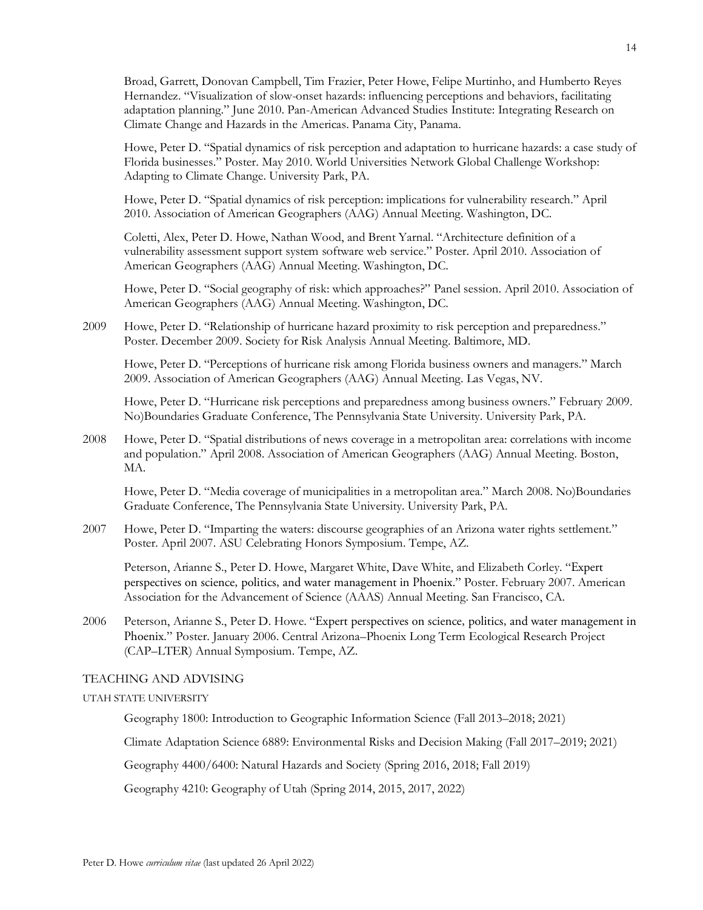Broad, Garrett, Donovan Campbell, Tim Frazier, Peter Howe, Felipe Murtinho, and Humberto Reyes Hernandez. "Visualization of slow-onset hazards: influencing perceptions and behaviors, facilitating adaptation planning." June 2010. Pan-American Advanced Studies Institute: Integrating Research on Climate Change and Hazards in the Americas. Panama City, Panama.

Howe, Peter D. "Spatial dynamics of risk perception and adaptation to hurricane hazards: a case study of Florida businesses." Poster. May 2010. World Universities Network Global Challenge Workshop: Adapting to Climate Change. University Park, PA.

Howe, Peter D. "Spatial dynamics of risk perception: implications for vulnerability research." April 2010. Association of American Geographers (AAG) Annual Meeting. Washington, DC.

Coletti, Alex, Peter D. Howe, Nathan Wood, and Brent Yarnal. "Architecture definition of a vulnerability assessment support system software web service." Poster. April 2010. Association of American Geographers (AAG) Annual Meeting. Washington, DC.

Howe, Peter D. "Social geography of risk: which approaches?" Panel session. April 2010. Association of American Geographers (AAG) Annual Meeting. Washington, DC.

2009 Howe, Peter D. "Relationship of hurricane hazard proximity to risk perception and preparedness." Poster. December 2009. Society for Risk Analysis Annual Meeting. Baltimore, MD.

Howe, Peter D. "Perceptions of hurricane risk among Florida business owners and managers." March 2009. Association of American Geographers (AAG) Annual Meeting. Las Vegas, NV.

Howe, Peter D. "Hurricane risk perceptions and preparedness among business owners." February 2009. No)Boundaries Graduate Conference, The Pennsylvania State University. University Park, PA.

2008 Howe, Peter D. "Spatial distributions of news coverage in a metropolitan area: correlations with income and population." April 2008. Association of American Geographers (AAG) Annual Meeting. Boston, MA.

Howe, Peter D. "Media coverage of municipalities in a metropolitan area." March 2008. No)Boundaries Graduate Conference, The Pennsylvania State University. University Park, PA.

2007 Howe, Peter D. "Imparting the waters: discourse geographies of an Arizona water rights settlement." Poster. April 2007. ASU Celebrating Honors Symposium. Tempe, AZ.

Peterson, Arianne S., Peter D. Howe, Margaret White, Dave White, and Elizabeth Corley. "Expert perspectives on science, politics, and water management in Phoenix." Poster. February 2007. American Association for the Advancement of Science (AAAS) Annual Meeting. San Francisco, CA.

2006 Peterson, Arianne S., Peter D. Howe. "Expert perspectives on science, politics, and water management in Phoenix." Poster. January 2006. Central Arizona–Phoenix Long Term Ecological Research Project (CAP–LTER) Annual Symposium. Tempe, AZ.

## TEACHING AND ADVISING

### UTAH STATE UNIVERSITY

Geography 1800: Introduction to Geographic Information Science (Fall 2013–2018; 2021)

Climate Adaptation Science 6889: Environmental Risks and Decision Making (Fall 2017–2019; 2021)

Geography 4400/6400: Natural Hazards and Society (Spring 2016, 2018; Fall 2019)

Geography 4210: Geography of Utah (Spring 2014, 2015, 2017, 2022)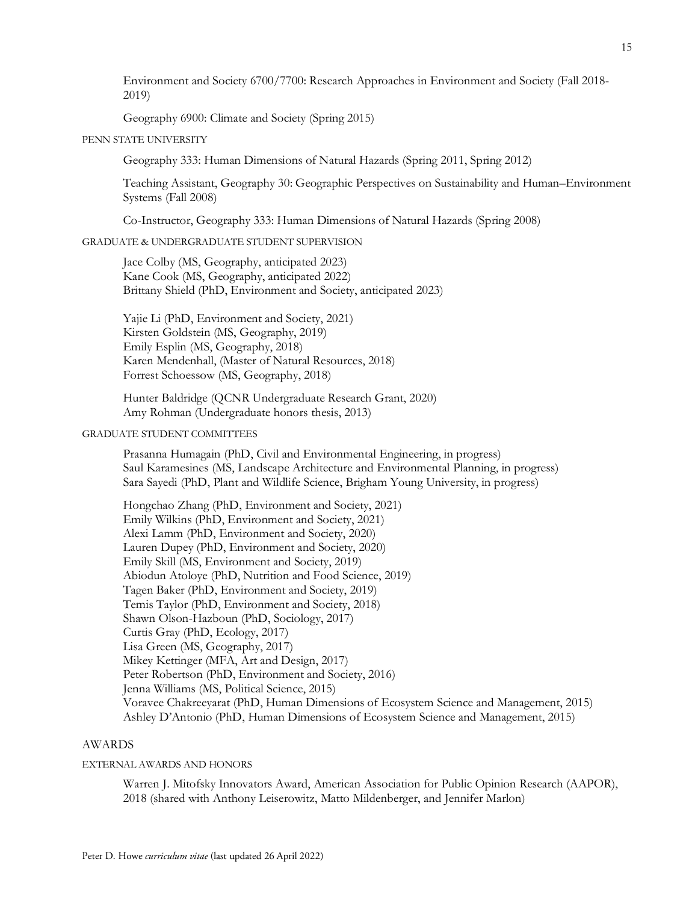Environment and Society 6700/7700: Research Approaches in Environment and Society (Fall 2018-2019)

Geography 6900: Climate and Society (Spring 2015)

#### PENN STATE UNIVERSITY

Geography 333: Human Dimensions of Natural Hazards (Spring 2011, Spring 2012)

Teaching Assistant, Geography 30: Geographic Perspectives on Sustainability and Human–Environment Systems (Fall 2008)

Co-Instructor, Geography 333: Human Dimensions of Natural Hazards (Spring 2008)

#### GRADUATE & UNDERGRADUATE STUDENT SUPERVISION

Jace Colby (MS, Geography, anticipated 2023)
Kane Cook (MS, Geography, anticipated 2022)
Brittany Shield (PhD, Environment and Society, anticipated 2023)

Yajie Li (PhD, Environment and Society, 2021)
Kirsten Goldstein (MS, Geography, 2019)
Emily Esplin (MS, Geography, 2018)
Karen Mendenhall, (Master of Natural Resources, 2018)
Forrest Schoessow (MS, Geography, 2018)

Hunter Baldridge (QCNR Undergraduate Research Grant, 2020)
Amy Rohman (Undergraduate honors thesis, 2013)

#### GRADUATE STUDENT COMMITTEES

Prasanna Humagain (PhD, Civil and Environmental Engineering, in progress)
Saul Karamesines (MS, Landscape Architecture and Environmental Planning, in progress)
Sara Sayedi (PhD, Plant and Wildlife Science, Brigham Young University, in progress)

Hongchao Zhang (PhD, Environment and Society, 2021)
Emily Wilkins (PhD, Environment and Society, 2021)
Alexi Lamm (PhD, Environment and Society, 2020)
Lauren Dupey (PhD, Environment and Society, 2020)
Emily Skill (MS, Environment and Society, 2019)
Abiodun Atoloye (PhD, Nutrition and Food Science, 2019)
Tagen Baker (PhD, Environment and Society, 2019)
Temis Taylor (PhD, Environment and Society, 2018)
Shawn Olson-Hazboun (PhD, Sociology, 2017)
Curtis Gray (PhD, Ecology, 2017)
Lisa Green (MS, Geography, 2017)
Mikey Kettinger (MFA, Art and Design, 2017)
Peter Robertson (PhD, Environment and Society, 2016)
Jenna Williams (MS, Political Science, 2015)
Voravee Chakreeyarat (PhD, Human Dimensions of Ecosystem Science and Management, 2015)
Ashley D'Antonio (PhD, Human Dimensions of Ecosystem Science and Management, 2015)

## AWARDS

#### EXTERNAL AWARDS AND HONORS

Warren J. Mitofsky Innovators Award, American Association for Public Opinion Research (AAPOR), 2018 (shared with Anthony Leiserowitz, Matto Mildenberger, and Jennifer Marlon)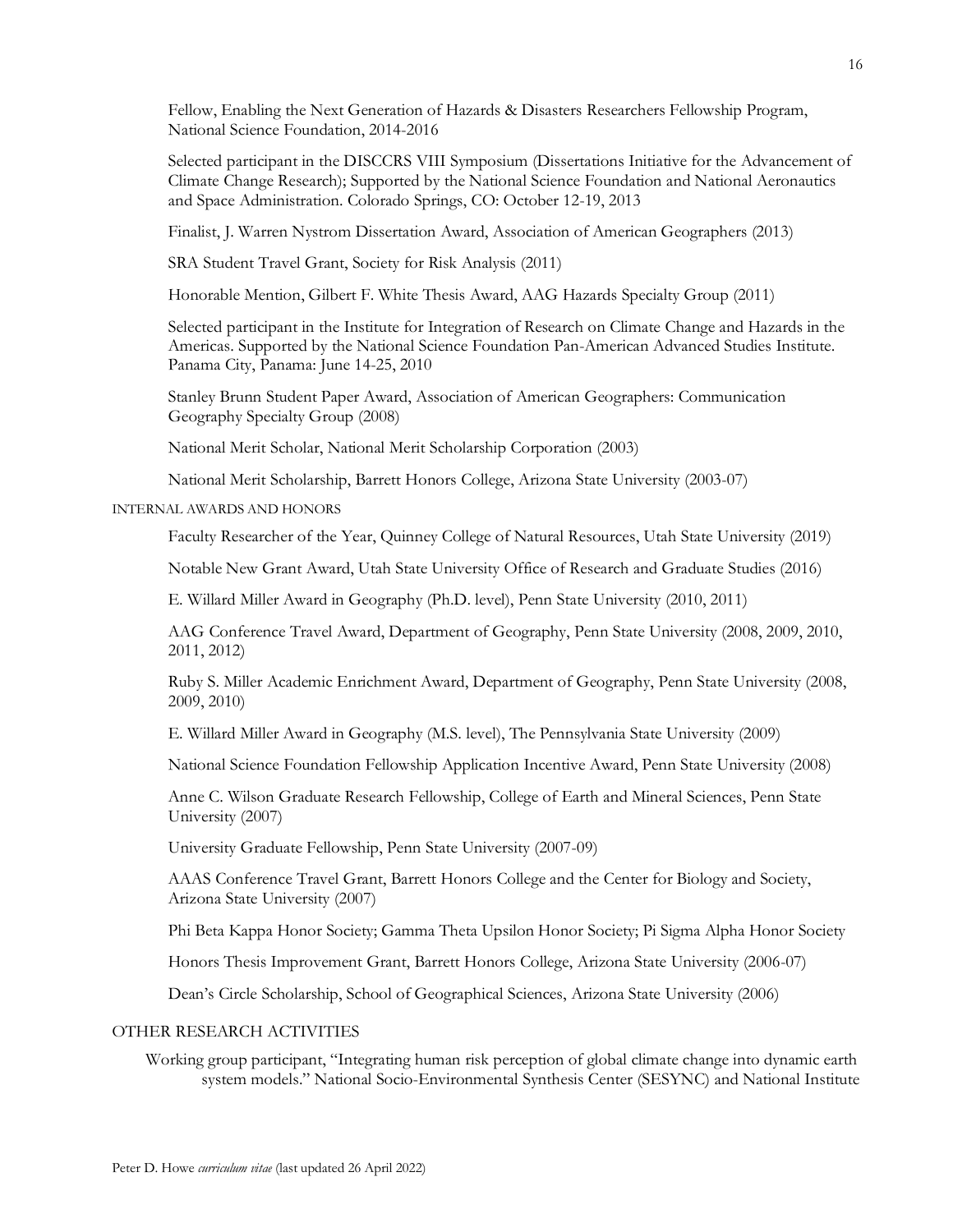Fellow, Enabling the Next Generation of Hazards & Disasters Researchers Fellowship Program, National Science Foundation, 2014-2016

Selected participant in the DISCCRS VIII Symposium (Dissertations Initiative for the Advancement of Climate Change Research); Supported by the National Science Foundation and National Aeronautics and Space Administration. Colorado Springs, CO: October 12-19, 2013

Finalist, J. Warren Nystrom Dissertation Award, Association of American Geographers (2013)

SRA Student Travel Grant, Society for Risk Analysis (2011)

Honorable Mention, Gilbert F. White Thesis Award, AAG Hazards Specialty Group (2011)

Selected participant in the Institute for Integration of Research on Climate Change and Hazards in the Americas. Supported by the National Science Foundation Pan-American Advanced Studies Institute. Panama City, Panama: June 14-25, 2010

Stanley Brunn Student Paper Award, Association of American Geographers: Communication Geography Specialty Group (2008)

National Merit Scholar, National Merit Scholarship Corporation (2003)

National Merit Scholarship, Barrett Honors College, Arizona State University (2003-07)

#### INTERNAL AWARDS AND HONORS

Faculty Researcher of the Year, Quinney College of Natural Resources, Utah State University (2019)

Notable New Grant Award, Utah State University Office of Research and Graduate Studies (2016)

E. Willard Miller Award in Geography (Ph.D. level), Penn State University (2010, 2011)

AAG Conference Travel Award, Department of Geography, Penn State University (2008, 2009, 2010, 2011, 2012)

Ruby S. Miller Academic Enrichment Award, Department of Geography, Penn State University (2008, 2009, 2010)

E. Willard Miller Award in Geography (M.S. level), The Pennsylvania State University (2009)

National Science Foundation Fellowship Application Incentive Award, Penn State University (2008)

Anne C. Wilson Graduate Research Fellowship, College of Earth and Mineral Sciences, Penn State University (2007)

University Graduate Fellowship, Penn State University (2007-09)

AAAS Conference Travel Grant, Barrett Honors College and the Center for Biology and Society, Arizona State University (2007)

Phi Beta Kappa Honor Society; Gamma Theta Upsilon Honor Society; Pi Sigma Alpha Honor Society

Honors Thesis Improvement Grant, Barrett Honors College, Arizona State University (2006-07)

Dean's Circle Scholarship, School of Geographical Sciences, Arizona State University (2006)

### OTHER RESEARCH ACTIVITIES

Working group participant, "Integrating human risk perception of global climate change into dynamic earth system models." National Socio-Environmental Synthesis Center (SESYNC) and National Institute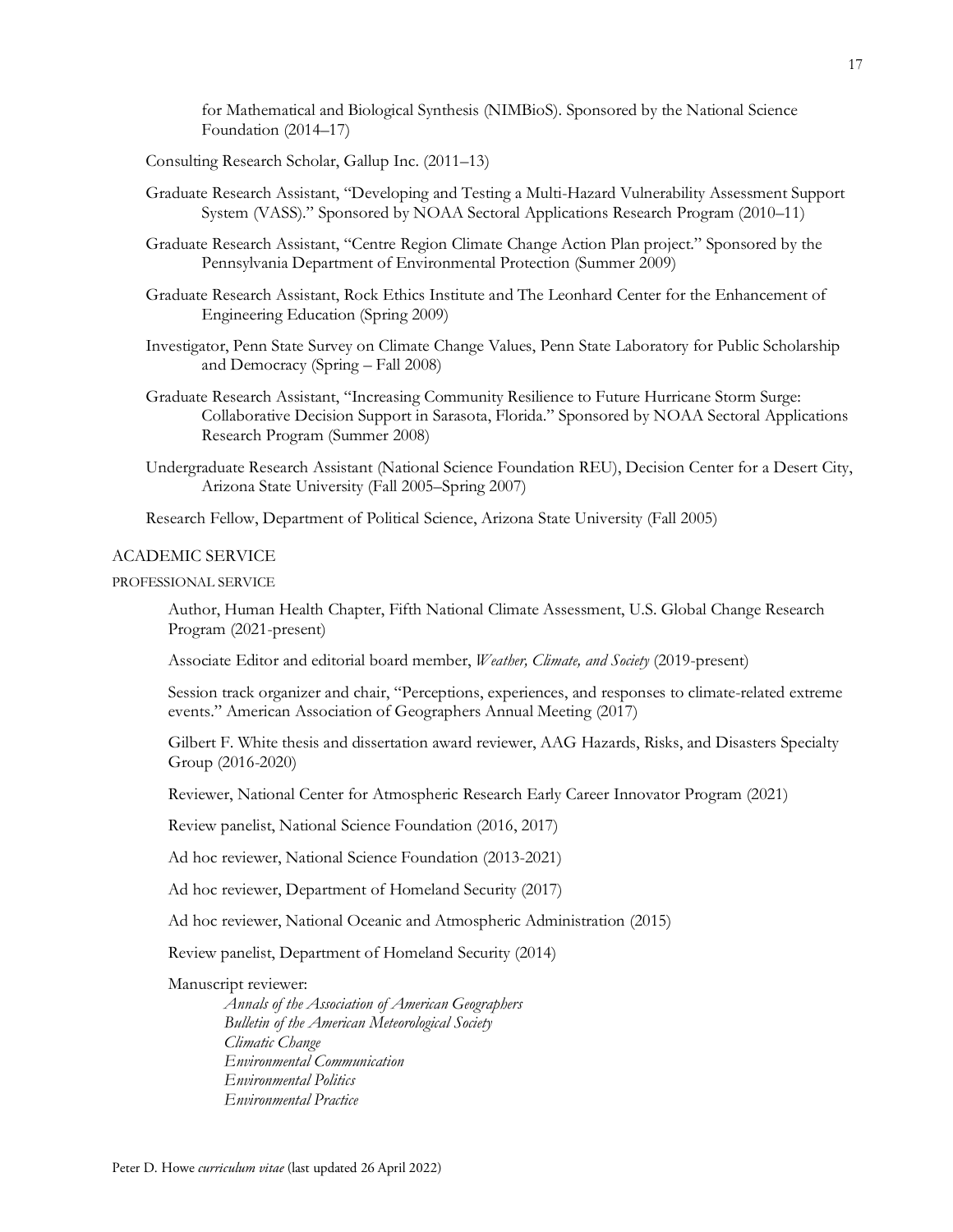for Mathematical and Biological Synthesis (NIMBioS). Sponsored by the National Science Foundation (2014–17)

Consulting Research Scholar, Gallup Inc. (2011–13)

Graduate Research Assistant, "Developing and Testing a Multi-Hazard Vulnerability Assessment Support System (VASS)." Sponsored by NOAA Sectoral Applications Research Program (2010–11)

Graduate Research Assistant, "Centre Region Climate Change Action Plan project." Sponsored by the Pennsylvania Department of Environmental Protection (Summer 2009)

Graduate Research Assistant, Rock Ethics Institute and The Leonhard Center for the Enhancement of Engineering Education (Spring 2009)

Investigator, Penn State Survey on Climate Change Values, Penn State Laboratory for Public Scholarship and Democracy (Spring – Fall 2008)

Graduate Research Assistant, "Increasing Community Resilience to Future Hurricane Storm Surge: Collaborative Decision Support in Sarasota, Florida." Sponsored by NOAA Sectoral Applications Research Program (Summer 2008)

Undergraduate Research Assistant (National Science Foundation REU), Decision Center for a Desert City, Arizona State University (Fall 2005–Spring 2007)

Research Fellow, Department of Political Science, Arizona State University (Fall 2005)

## ACADEMIC SERVICE

### PROFESSIONAL SERVICE

Author, Human Health Chapter, Fifth National Climate Assessment, U.S. Global Change Research Program (2021-present)

Associate Editor and editorial board member, *Weather, Climate, and Society* (2019-present)

Session track organizer and chair, "Perceptions, experiences, and responses to climate-related extreme events." American Association of Geographers Annual Meeting (2017)

Gilbert F. White thesis and dissertation award reviewer, AAG Hazards, Risks, and Disasters Specialty Group (2016-2020)

Reviewer, National Center for Atmospheric Research Early Career Innovator Program (2021)

Review panelist, National Science Foundation (2016, 2017)

Ad hoc reviewer, National Science Foundation (2013-2021)

Ad hoc reviewer, Department of Homeland Security (2017)

Ad hoc reviewer, National Oceanic and Atmospheric Administration (2015)

Review panelist, Department of Homeland Security (2014)

Manuscript reviewer:

*Annals of the Association of American Geographers*
*Bulletin of the American Meteorological Society*
*Climatic Change*
*Environmental Communication*
*Environmental Politics*
*Environmental Practice*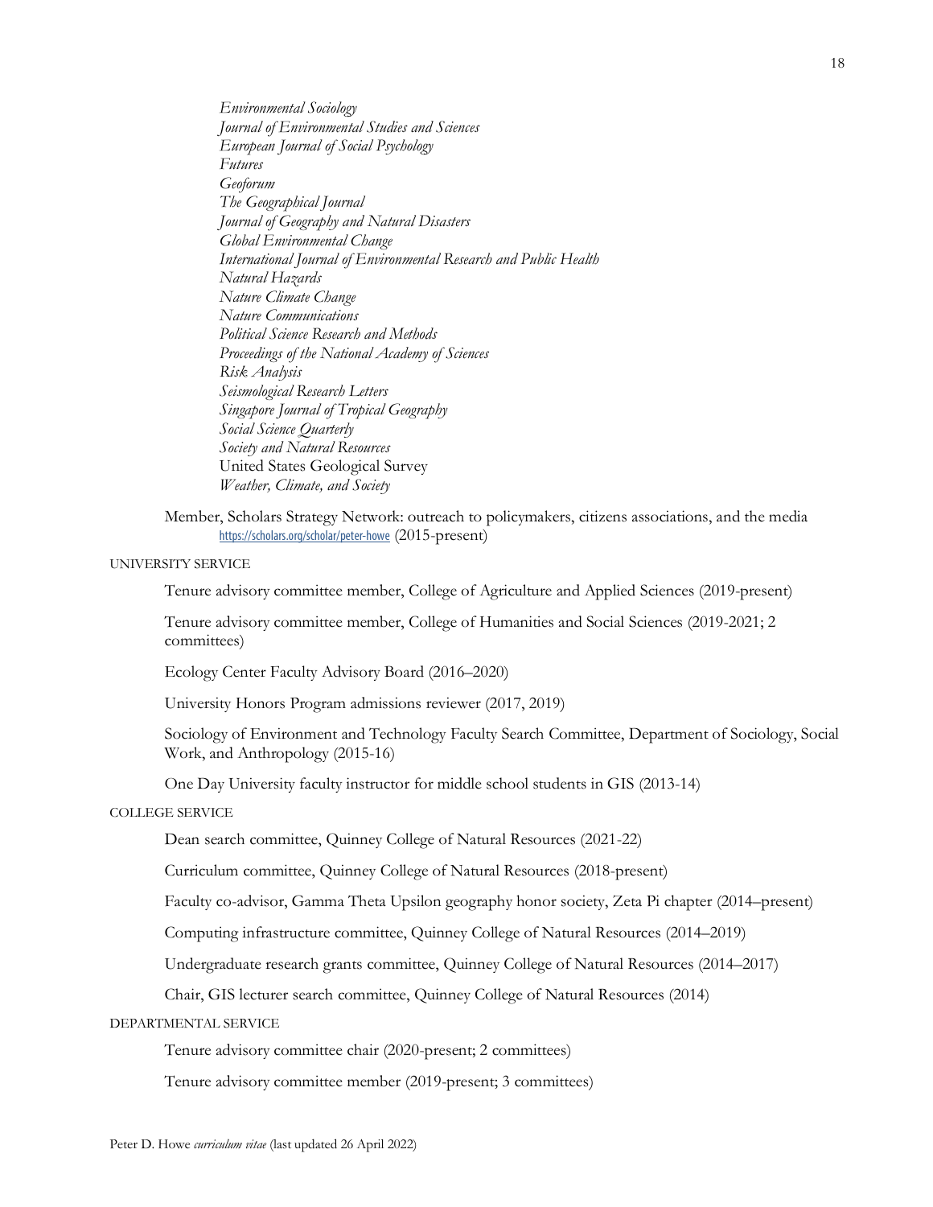*Environmental Sociology*
*Journal of Environmental Studies and Sciences*
*European Journal of Social Psychology*
*Futures*
*Geoforum*
*The Geographical Journal*
*Journal of Geography and Natural Disasters*
*Global Environmental Change*
*International Journal of Environmental Research and Public Health*
*Natural Hazards*
*Nature Climate Change*
*Nature Communications*
*Political Science Research and Methods*
*Proceedings of the National Academy of Sciences*
*Risk Analysis*
*Seismological Research Letters*
*Singapore Journal of Tropical Geography*
*Social Science Quarterly*
*Society and Natural Resources*
United States Geological Survey
*Weather, Climate, and Society*

Member, Scholars Strategy Network: outreach to policymakers, citizens associations, and the media https://scholars.org/scholar/peter-howe (2015-present)

UNIVERSITY SERVICE

Tenure advisory committee member, College of Agriculture and Applied Sciences (2019-present)

Tenure advisory committee member, College of Humanities and Social Sciences (2019-2021; 2 committees)

Ecology Center Faculty Advisory Board (2016–2020)

University Honors Program admissions reviewer (2017, 2019)

Sociology of Environment and Technology Faculty Search Committee, Department of Sociology, Social Work, and Anthropology (2015-16)

One Day University faculty instructor for middle school students in GIS (2013-14)

COLLEGE SERVICE

Dean search committee, Quinney College of Natural Resources (2021-22)

Curriculum committee, Quinney College of Natural Resources (2018-present)

Faculty co-advisor, Gamma Theta Upsilon geography honor society, Zeta Pi chapter (2014–present)

Computing infrastructure committee, Quinney College of Natural Resources (2014–2019)

Undergraduate research grants committee, Quinney College of Natural Resources (2014–2017)

Chair, GIS lecturer search committee, Quinney College of Natural Resources (2014)

DEPARTMENTAL SERVICE

Tenure advisory committee chair (2020-present; 2 committees)

Tenure advisory committee member (2019-present; 3 committees)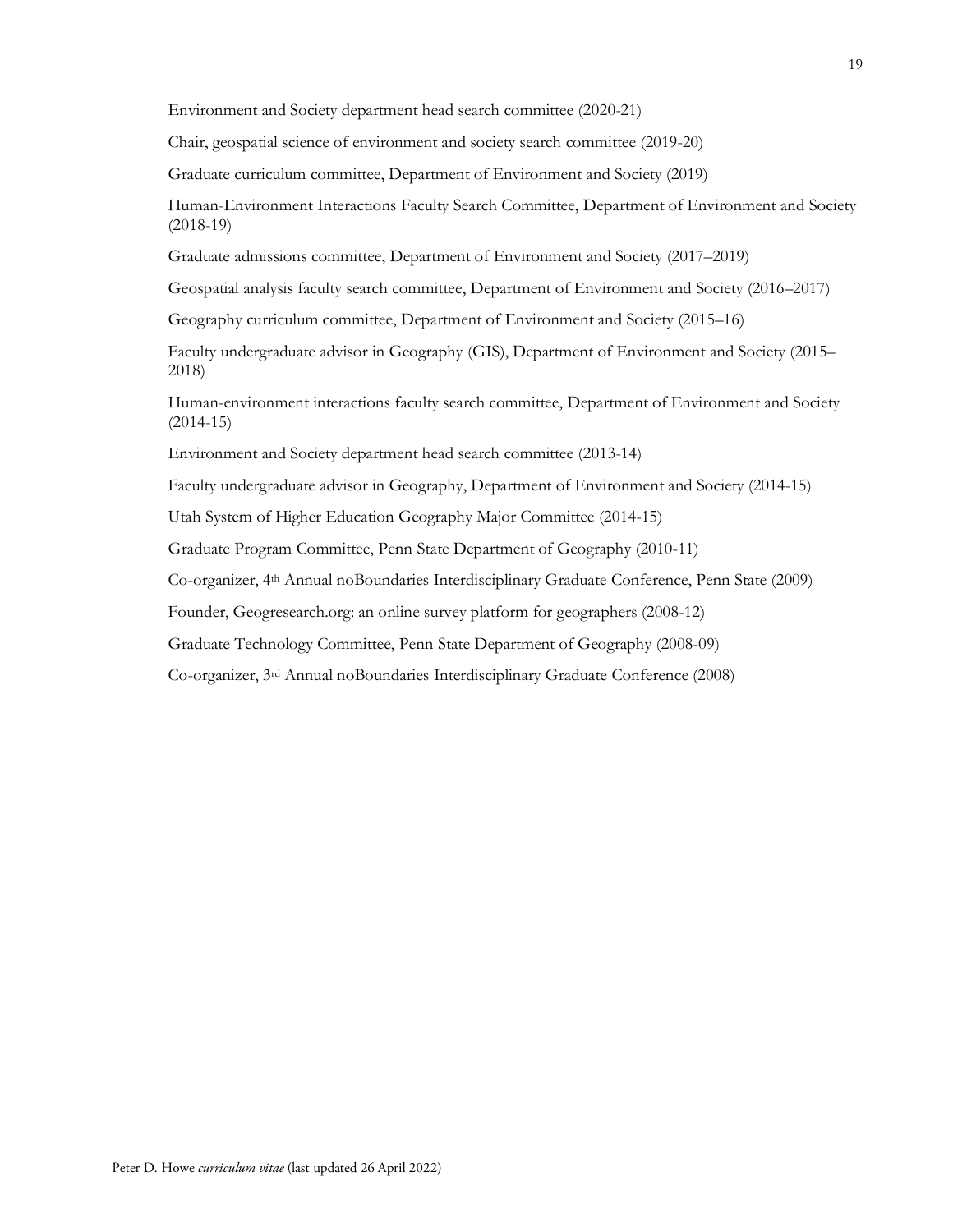Environment and Society department head search committee (2020-21)

Chair, geospatial science of environment and society search committee (2019-20)

Graduate curriculum committee, Department of Environment and Society (2019)

Human-Environment Interactions Faculty Search Committee, Department of Environment and Society (2018-19)

Graduate admissions committee, Department of Environment and Society (2017–2019)

Geospatial analysis faculty search committee, Department of Environment and Society (2016–2017)

Geography curriculum committee, Department of Environment and Society (2015–16)

Faculty undergraduate advisor in Geography (GIS), Department of Environment and Society (2015–2018)

Human-environment interactions faculty search committee, Department of Environment and Society (2014-15)

Environment and Society department head search committee (2013-14)

Faculty undergraduate advisor in Geography, Department of Environment and Society (2014-15)

Utah System of Higher Education Geography Major Committee (2014-15)

Graduate Program Committee, Penn State Department of Geography (2010-11)

Co-organizer, 4th Annual noBoundaries Interdisciplinary Graduate Conference, Penn State (2009)

Founder, Geogresearch.org: an online survey platform for geographers (2008-12)

Graduate Technology Committee, Penn State Department of Geography (2008-09)

Co-organizer, 3rd Annual noBoundaries Interdisciplinary Graduate Conference (2008)